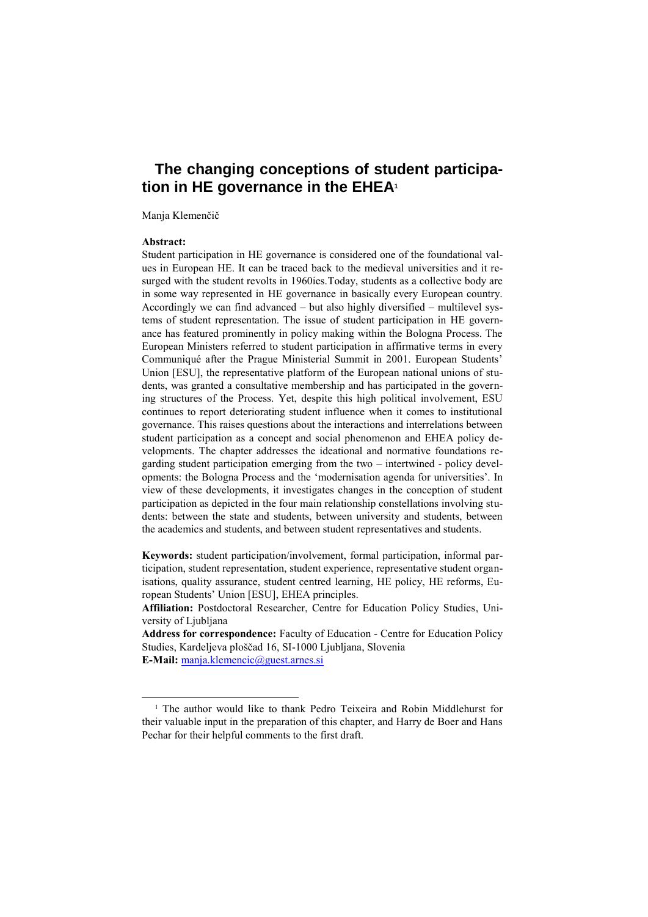# The changing conceptions of student participation in HE governance in the EHEA[1]

Manja Klemenčič

**Abstract:**
Student participation in HE governance is considered one of the foundational values in European HE. It can be traced back to the medieval universities and it resurged with the student revolts in 1960ies.Today, students as a collective body are in some way represented in HE governance in basically every European country. Accordingly we can find advanced – but also highly diversified – multilevel systems of student representation. The issue of student participation in HE governance has featured prominently in policy making within the Bologna Process. The European Ministers referred to student participation in affirmative terms in every Communiqué after the Prague Ministerial Summit in 2001. European Students' Union [ESU], the representative platform of the European national unions of students, was granted a consultative membership and has participated in the governing structures of the Process. Yet, despite this high political involvement, ESU continues to report deteriorating student influence when it comes to institutional governance. This raises questions about the interactions and interrelations between student participation as a concept and social phenomenon and EHEA policy developments. The chapter addresses the ideational and normative foundations regarding student participation emerging from the two – intertwined - policy developments: the Bologna Process and the 'modernisation agenda for universities'. In view of these developments, it investigates changes in the conception of student participation as depicted in the four main relationship constellations involving students: between the state and students, between university and students, between the academics and students, and between student representatives and students.

**Keywords:** student participation/involvement, formal participation, informal participation, student representation, student experience, representative student organisations, quality assurance, student centred learning, HE policy, HE reforms, European Students' Union [ESU], EHEA principles.

**Affiliation:** Postdoctoral Researcher, Centre for Education Policy Studies, University of Ljubljana

**Address for correspondence:** Faculty of Education - Centre for Education Policy Studies, Kardeljeva ploščad 16, SI-1000 Ljubljana, Slovenia

**E-Mail:** manja.klemencic@guest.arnes.si

---

[1] The author would like to thank Pedro Teixeira and Robin Middlehurst for their valuable input in the preparation of this chapter, and Harry de Boer and Hans Pechar for their helpful comments to the first draft.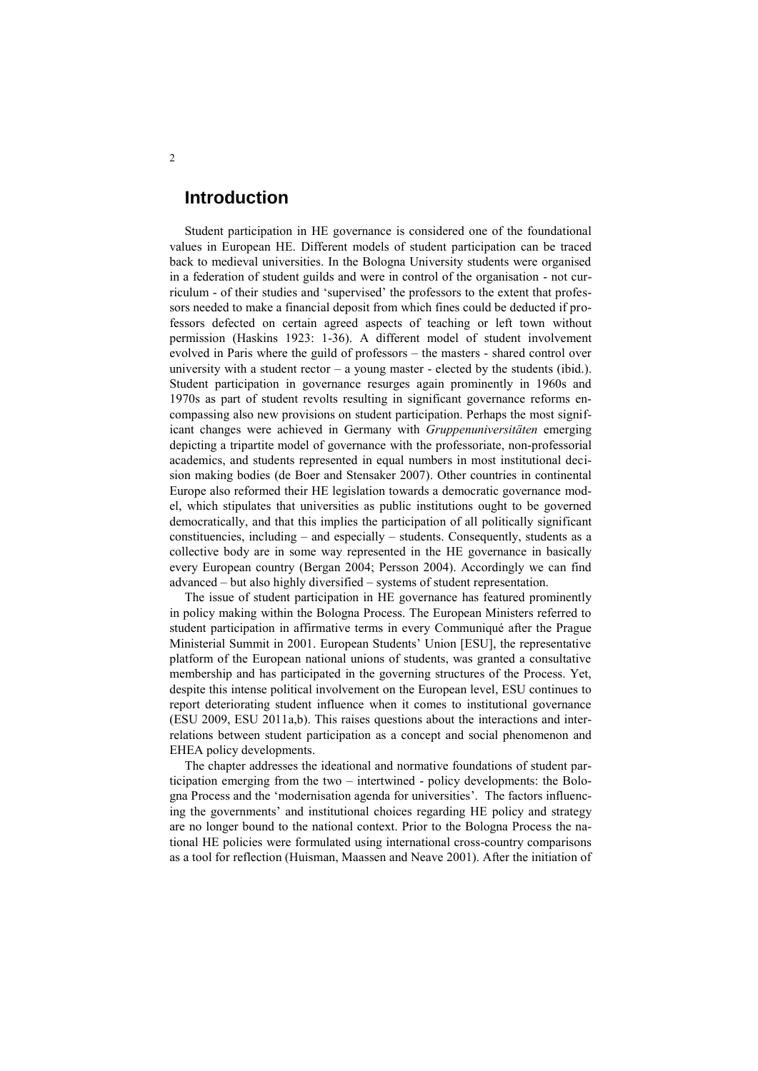# Introduction

Student participation in HE governance is considered one of the foundational values in European HE. Different models of student participation can be traced back to medieval universities. In the Bologna University students were organised in a federation of student guilds and were in control of the organisation - not curriculum - of their studies and 'supervised' the professors to the extent that professors needed to make a financial deposit from which fines could be deducted if professors defected on certain agreed aspects of teaching or left town without permission (Haskins 1923: 1-36). A different model of student involvement evolved in Paris where the guild of professors – the masters - shared control over university with a student rector – a young master - elected by the students (ibid.). Student participation in governance resurges again prominently in 1960s and 1970s as part of student revolts resulting in significant governance reforms encompassing also new provisions on student participation. Perhaps the most significant changes were achieved in Germany with *Gruppenuniversitäten* emerging depicting a tripartite model of governance with the professoriate, non-professorial academics, and students represented in equal numbers in most institutional decision making bodies (de Boer and Stensaker 2007). Other countries in continental Europe also reformed their HE legislation towards a democratic governance model, which stipulates that universities as public institutions ought to be governed democratically, and that this implies the participation of all politically significant constituencies, including – and especially – students. Consequently, students as a collective body are in some way represented in the HE governance in basically every European country (Bergan 2004; Persson 2004). Accordingly we can find advanced – but also highly diversified – systems of student representation.

The issue of student participation in HE governance has featured prominently in policy making within the Bologna Process. The European Ministers referred to student participation in affirmative terms in every Communiqué after the Prague Ministerial Summit in 2001. European Students' Union [ESU], the representative platform of the European national unions of students, was granted a consultative membership and has participated in the governing structures of the Process. Yet, despite this intense political involvement on the European level, ESU continues to report deteriorating student influence when it comes to institutional governance (ESU 2009, ESU 2011a,b). This raises questions about the interactions and interrelations between student participation as a concept and social phenomenon and EHEA policy developments.

The chapter addresses the ideational and normative foundations of student participation emerging from the two – intertwined - policy developments: the Bologna Process and the 'modernisation agenda for universities'. The factors influencing the governments' and institutional choices regarding HE policy and strategy are no longer bound to the national context. Prior to the Bologna Process the national HE policies were formulated using international cross-country comparisons as a tool for reflection (Huisman, Maassen and Neave 2001). After the initiation of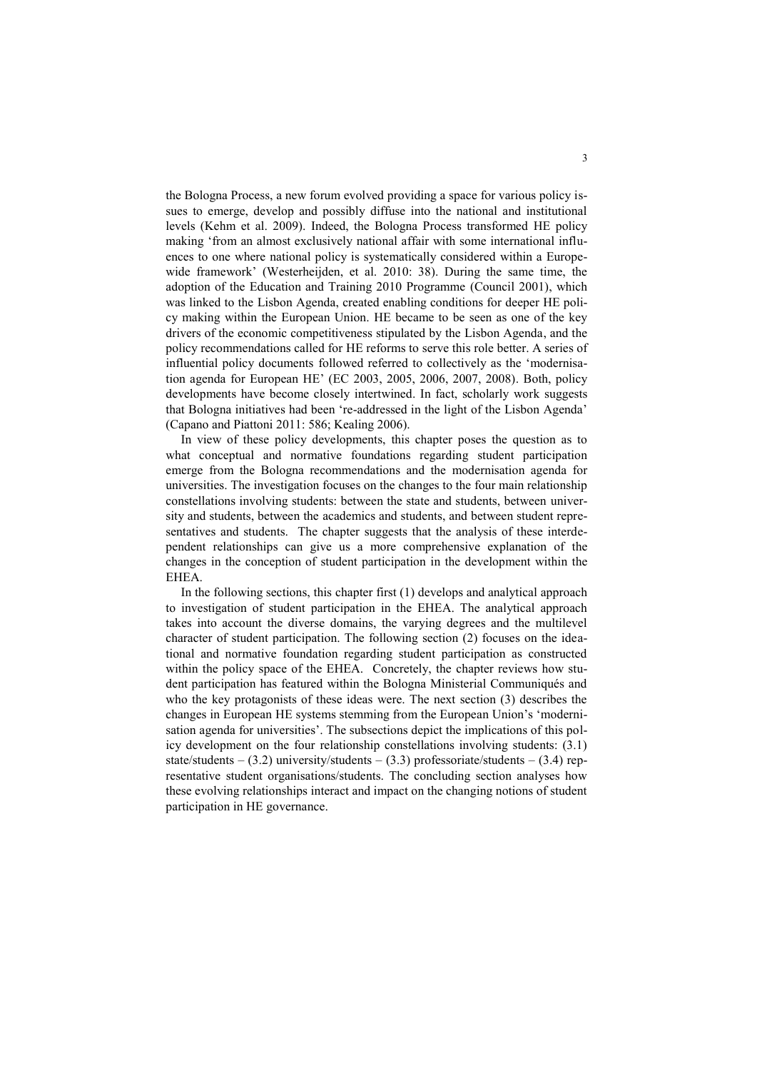the Bologna Process, a new forum evolved providing a space for various policy issues to emerge, develop and possibly diffuse into the national and institutional levels (Kehm et al. 2009). Indeed, the Bologna Process transformed HE policy making 'from an almost exclusively national affair with some international influences to one where national policy is systematically considered within a Europe-wide framework' (Westerheijden, et al. 2010: 38). During the same time, the adoption of the Education and Training 2010 Programme (Council 2001), which was linked to the Lisbon Agenda, created enabling conditions for deeper HE policy making within the European Union. HE became to be seen as one of the key drivers of the economic competitiveness stipulated by the Lisbon Agenda, and the policy recommendations called for HE reforms to serve this role better. A series of influential policy documents followed referred to collectively as the 'modernisation agenda for European HE' (EC 2003, 2005, 2006, 2007, 2008). Both, policy developments have become closely intertwined. In fact, scholarly work suggests that Bologna initiatives had been 're-addressed in the light of the Lisbon Agenda' (Capano and Piattoni 2011: 586; Kealing 2006).

In view of these policy developments, this chapter poses the question as to what conceptual and normative foundations regarding student participation emerge from the Bologna recommendations and the modernisation agenda for universities. The investigation focuses on the changes to the four main relationship constellations involving students: between the state and students, between university and students, between the academics and students, and between student representatives and students. The chapter suggests that the analysis of these interdependent relationships can give us a more comprehensive explanation of the changes in the conception of student participation in the development within the EHEA.

In the following sections, this chapter first (1) develops and analytical approach to investigation of student participation in the EHEA. The analytical approach takes into account the diverse domains, the varying degrees and the multilevel character of student participation. The following section (2) focuses on the ideational and normative foundation regarding student participation as constructed within the policy space of the EHEA. Concretely, the chapter reviews how student participation has featured within the Bologna Ministerial Communiqués and who the key protagonists of these ideas were. The next section (3) describes the changes in European HE systems stemming from the European Union's 'modernisation agenda for universities'. The subsections depict the implications of this policy development on the four relationship constellations involving students: (3.1) state/students – (3.2) university/students – (3.3) professoriate/students – (3.4) representative student organisations/students. The concluding section analyses how these evolving relationships interact and impact on the changing notions of student participation in HE governance.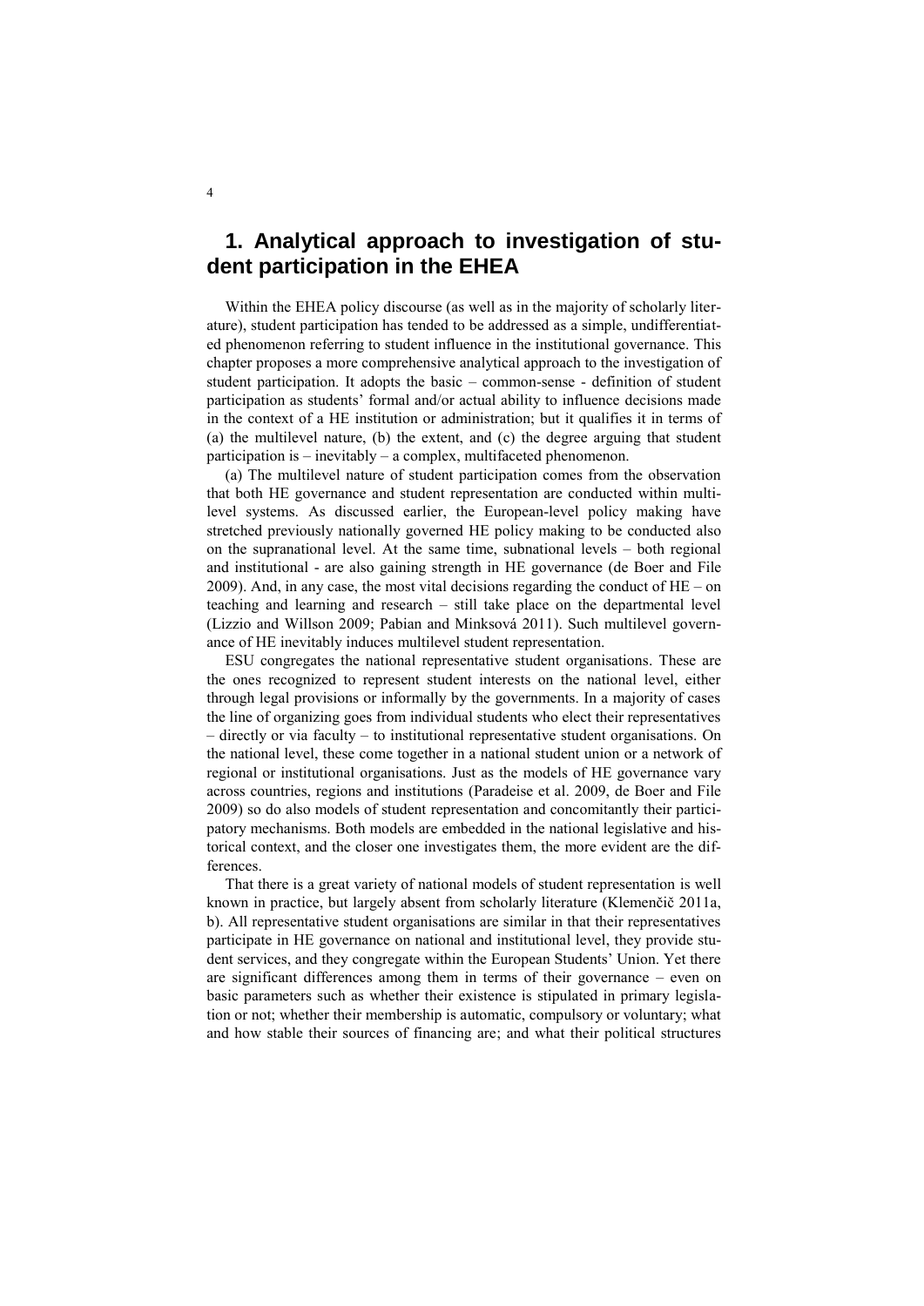# 1. Analytical approach to investigation of student participation in the EHEA

Within the EHEA policy discourse (as well as in the majority of scholarly literature), student participation has tended to be addressed as a simple, undifferentiated phenomenon referring to student influence in the institutional governance. This chapter proposes a more comprehensive analytical approach to the investigation of student participation. It adopts the basic – common-sense - definition of student participation as students' formal and/or actual ability to influence decisions made in the context of a HE institution or administration; but it qualifies it in terms of (a) the multilevel nature, (b) the extent, and (c) the degree arguing that student participation is – inevitably – a complex, multifaceted phenomenon.

(a) The multilevel nature of student participation comes from the observation that both HE governance and student representation are conducted within multilevel systems. As discussed earlier, the European-level policy making have stretched previously nationally governed HE policy making to be conducted also on the supranational level. At the same time, subnational levels – both regional and institutional - are also gaining strength in HE governance (de Boer and File 2009). And, in any case, the most vital decisions regarding the conduct of HE – on teaching and learning and research – still take place on the departmental level (Lizzio and Willson 2009; Pabian and Minksová 2011). Such multilevel governance of HE inevitably induces multilevel student representation.

ESU congregates the national representative student organisations. These are the ones recognized to represent student interests on the national level, either through legal provisions or informally by the governments. In a majority of cases the line of organizing goes from individual students who elect their representatives – directly or via faculty – to institutional representative student organisations. On the national level, these come together in a national student union or a network of regional or institutional organisations. Just as the models of HE governance vary across countries, regions and institutions (Paradeise et al. 2009, de Boer and File 2009) so do also models of student representation and concomitantly their participatory mechanisms. Both models are embedded in the national legislative and historical context, and the closer one investigates them, the more evident are the differences.

That there is a great variety of national models of student representation is well known in practice, but largely absent from scholarly literature (Klemenčič 2011a, b). All representative student organisations are similar in that their representatives participate in HE governance on national and institutional level, they provide student services, and they congregate within the European Students' Union. Yet there are significant differences among them in terms of their governance – even on basic parameters such as whether their existence is stipulated in primary legislation or not; whether their membership is automatic, compulsory or voluntary; what and how stable their sources of financing are; and what their political structures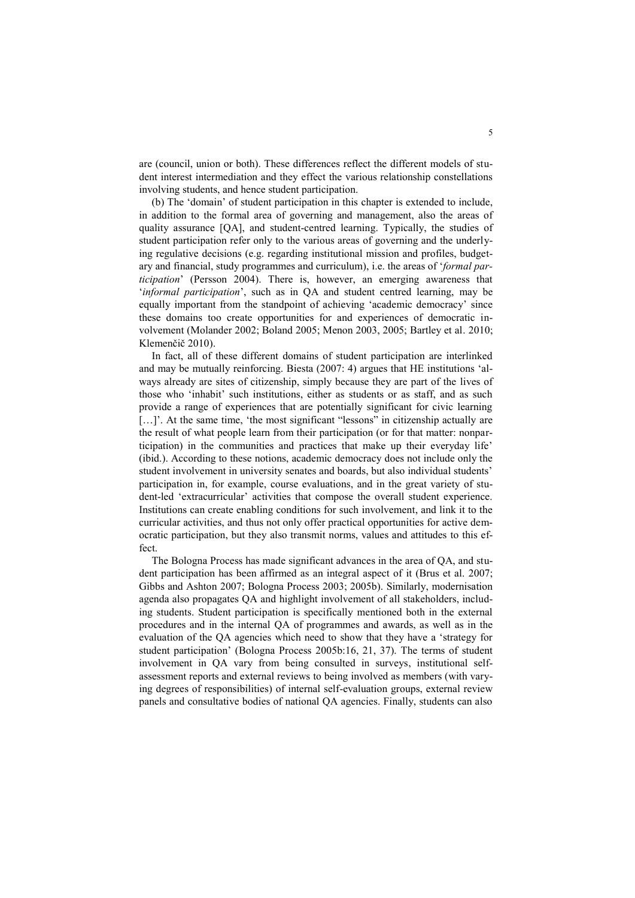are (council, union or both). These differences reflect the different models of student interest intermediation and they effect the various relationship constellations involving students, and hence student participation.

(b) The 'domain' of student participation in this chapter is extended to include, in addition to the formal area of governing and management, also the areas of quality assurance [QA], and student-centred learning. Typically, the studies of student participation refer only to the various areas of governing and the underlying regulative decisions (e.g. regarding institutional mission and profiles, budgetary and financial, study programmes and curriculum), i.e. the areas of '*formal participation*' (Persson 2004). There is, however, an emerging awareness that '*informal participation*', such as in QA and student centred learning, may be equally important from the standpoint of achieving 'academic democracy' since these domains too create opportunities for and experiences of democratic involvement (Molander 2002; Boland 2005; Menon 2003, 2005; Bartley et al. 2010; Klemenčič 2010).

In fact, all of these different domains of student participation are interlinked and may be mutually reinforcing. Biesta (2007: 4) argues that HE institutions 'always already are sites of citizenship, simply because they are part of the lives of those who 'inhabit' such institutions, either as students or as staff, and as such provide a range of experiences that are potentially significant for civic learning [...]'. At the same time, 'the most significant "lessons" in citizenship actually are the result of what people learn from their participation (or for that matter: nonparticipation) in the communities and practices that make up their everyday life' (ibid.). According to these notions, academic democracy does not include only the student involvement in university senates and boards, but also individual students' participation in, for example, course evaluations, and in the great variety of student-led 'extracurricular' activities that compose the overall student experience. Institutions can create enabling conditions for such involvement, and link it to the curricular activities, and thus not only offer practical opportunities for active democratic participation, but they also transmit norms, values and attitudes to this effect.

The Bologna Process has made significant advances in the area of QA, and student participation has been affirmed as an integral aspect of it (Brus et al. 2007; Gibbs and Ashton 2007; Bologna Process 2003; 2005b). Similarly, modernisation agenda also propagates QA and highlight involvement of all stakeholders, including students. Student participation is specifically mentioned both in the external procedures and in the internal QA of programmes and awards, as well as in the evaluation of the QA agencies which need to show that they have a 'strategy for student participation' (Bologna Process 2005b:16, 21, 37). The terms of student involvement in QA vary from being consulted in surveys, institutional self-assessment reports and external reviews to being involved as members (with varying degrees of responsibilities) of internal self-evaluation groups, external review panels and consultative bodies of national QA agencies. Finally, students can also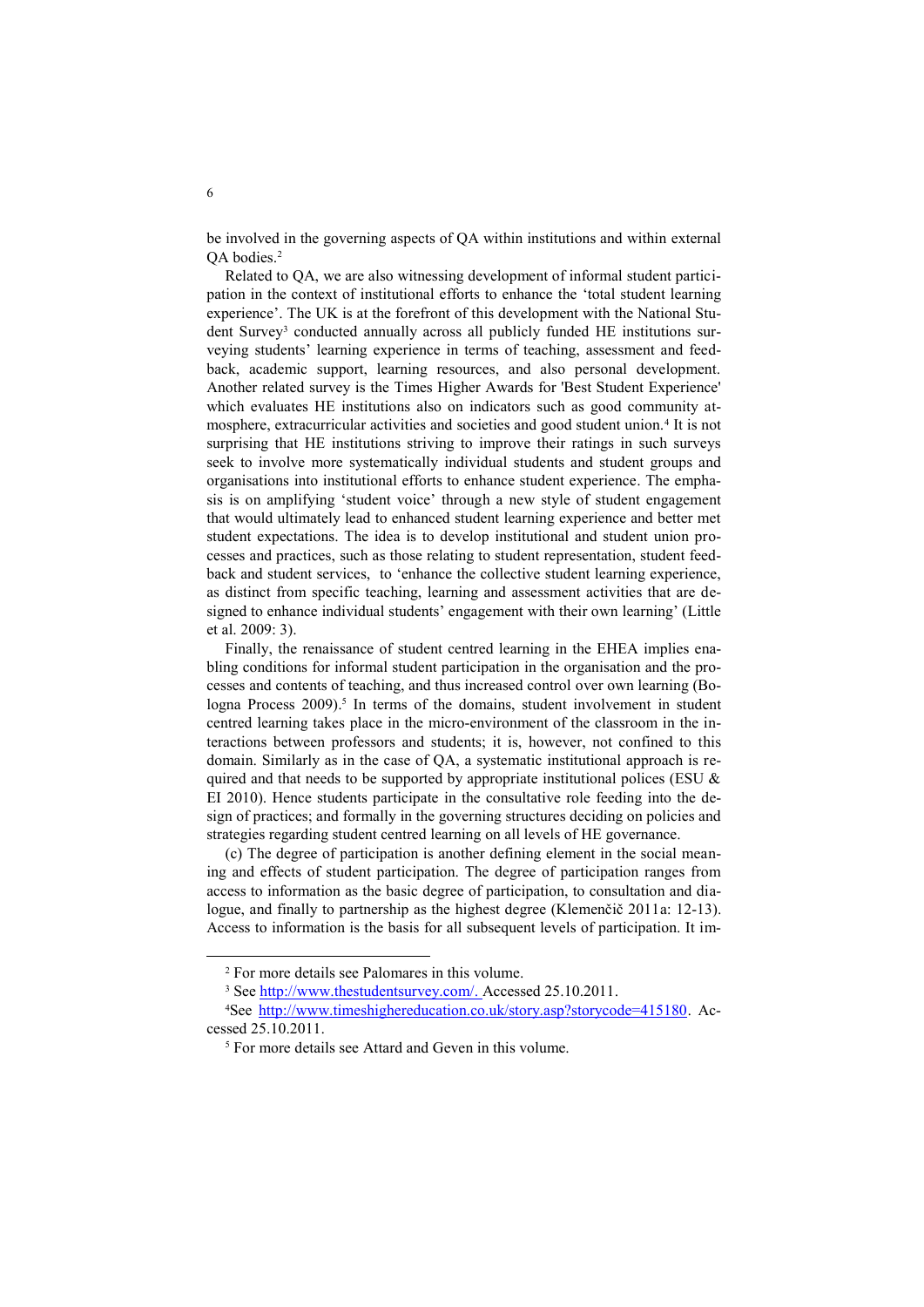be involved in the governing aspects of QA within institutions and within external QA bodies.[2]

Related to QA, we are also witnessing development of informal student participation in the context of institutional efforts to enhance the 'total student learning experience'. The UK is at the forefront of this development with the National Student Survey[3] conducted annually across all publicly funded HE institutions surveying students' learning experience in terms of teaching, assessment and feedback, academic support, learning resources, and also personal development. Another related survey is the Times Higher Awards for 'Best Student Experience' which evaluates HE institutions also on indicators such as good community atmosphere, extracurricular activities and societies and good student union.[4] It is not surprising that HE institutions striving to improve their ratings in such surveys seek to involve more systematically individual students and student groups and organisations into institutional efforts to enhance student experience. The emphasis is on amplifying 'student voice' through a new style of student engagement that would ultimately lead to enhanced student learning experience and better met student expectations. The idea is to develop institutional and student union processes and practices, such as those relating to student representation, student feedback and student services, to 'enhance the collective student learning experience, as distinct from specific teaching, learning and assessment activities that are designed to enhance individual students' engagement with their own learning' (Little et al. 2009: 3).

Finally, the renaissance of student centred learning in the EHEA implies enabling conditions for informal student participation in the organisation and the processes and contents of teaching, and thus increased control over own learning (Bologna Process 2009).[5] In terms of the domains, student involvement in student centred learning takes place in the micro-environment of the classroom in the interactions between professors and students; it is, however, not confined to this domain. Similarly as in the case of QA, a systematic institutional approach is required and that needs to be supported by appropriate institutional polices (ESU & EI 2010). Hence students participate in the consultative role feeding into the design of practices; and formally in the governing structures deciding on policies and strategies regarding student centred learning on all levels of HE governance.

(c) The degree of participation is another defining element in the social meaning and effects of student participation. The degree of participation ranges from access to information as the basic degree of participation, to consultation and dialogue, and finally to partnership as the highest degree (Klemenčič 2011a: 12-13). Access to information is the basis for all subsequent levels of participation. It im-

---

[2] For more details see Palomares in this volume.

[3] See http://www.thestudentsurvey.com/. Accessed 25.10.2011.

[4] See http://www.timeshighereducation.co.uk/story.asp?storycode=415180. Accessed 25.10.2011.

[5] For more details see Attard and Geven in this volume.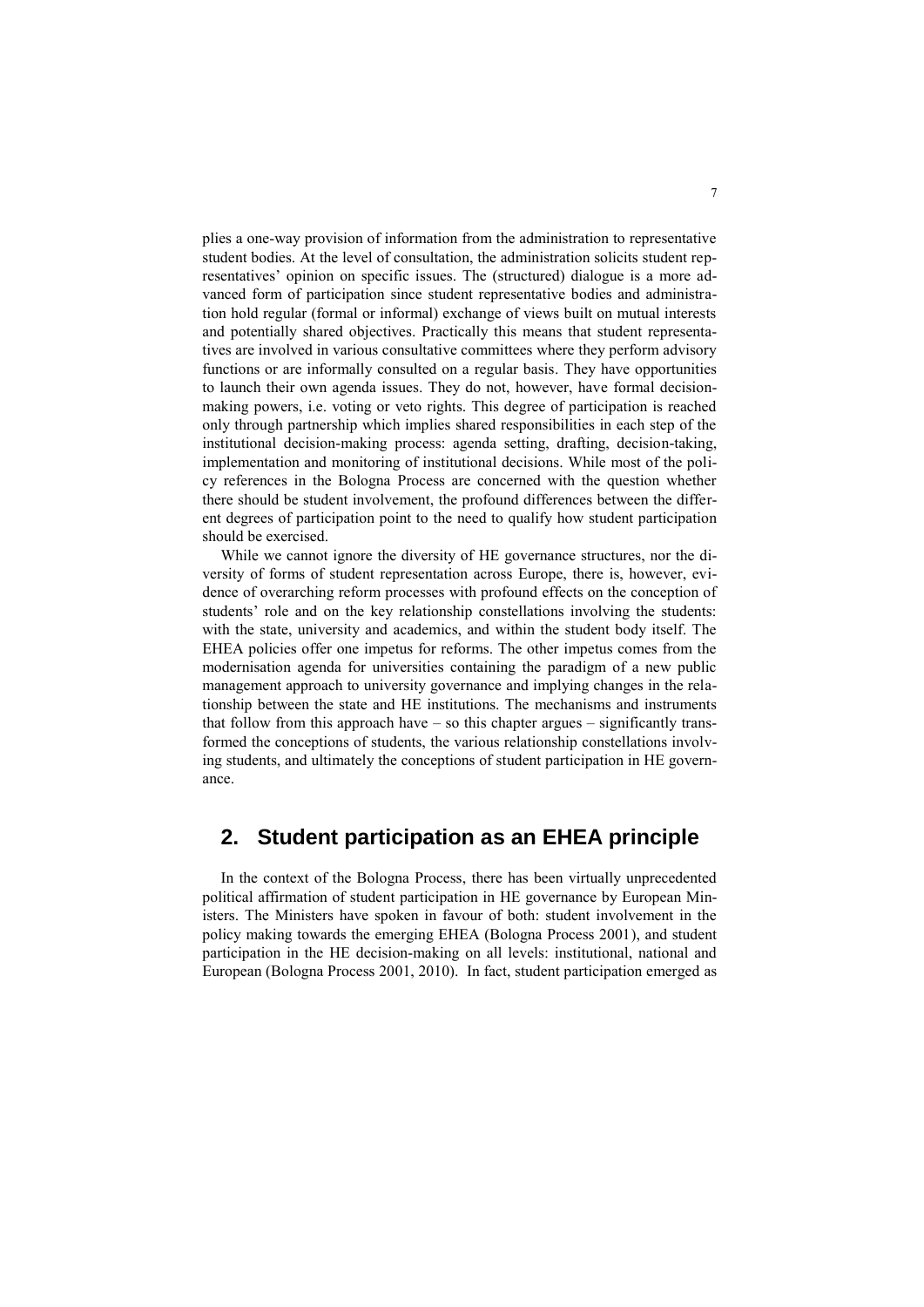plies a one-way provision of information from the administration to representative student bodies. At the level of consultation, the administration solicits student representatives' opinion on specific issues. The (structured) dialogue is a more advanced form of participation since student representative bodies and administration hold regular (formal or informal) exchange of views built on mutual interests and potentially shared objectives. Practically this means that student representatives are involved in various consultative committees where they perform advisory functions or are informally consulted on a regular basis. They have opportunities to launch their own agenda issues. They do not, however, have formal decision-making powers, i.e. voting or veto rights. This degree of participation is reached only through partnership which implies shared responsibilities in each step of the institutional decision-making process: agenda setting, drafting, decision-taking, implementation and monitoring of institutional decisions. While most of the policy references in the Bologna Process are concerned with the question whether there should be student involvement, the profound differences between the different degrees of participation point to the need to qualify how student participation should be exercised.

While we cannot ignore the diversity of HE governance structures, nor the diversity of forms of student representation across Europe, there is, however, evidence of overarching reform processes with profound effects on the conception of students' role and on the key relationship constellations involving the students: with the state, university and academics, and within the student body itself. The EHEA policies offer one impetus for reforms. The other impetus comes from the modernisation agenda for universities containing the paradigm of a new public management approach to university governance and implying changes in the relationship between the state and HE institutions. The mechanisms and instruments that follow from this approach have – so this chapter argues – significantly transformed the conceptions of students, the various relationship constellations involving students, and ultimately the conceptions of student participation in HE governance.

## 2. Student participation as an EHEA principle

In the context of the Bologna Process, there has been virtually unprecedented political affirmation of student participation in HE governance by European Ministers. The Ministers have spoken in favour of both: student involvement in the policy making towards the emerging EHEA (Bologna Process 2001), and student participation in the HE decision-making on all levels: institutional, national and European (Bologna Process 2001, 2010). In fact, student participation emerged as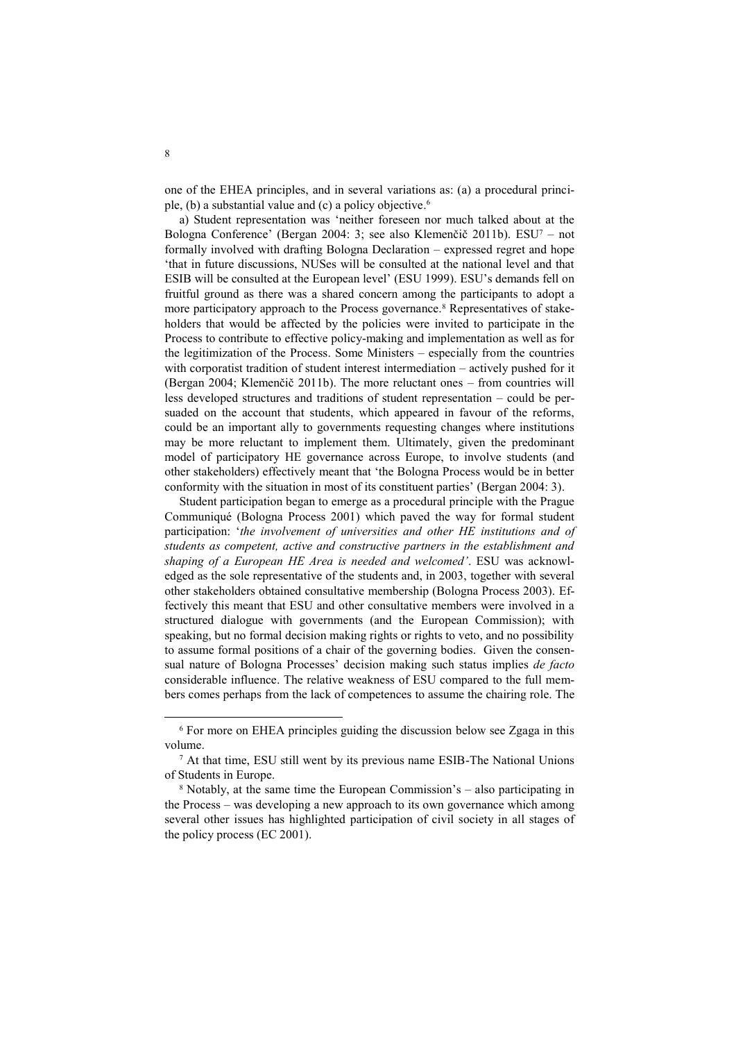one of the EHEA principles, and in several variations as: (a) a procedural principle, (b) a substantial value and (c) a policy objective.[6]

a) Student representation was 'neither foreseen nor much talked about at the Bologna Conference' (Bergan 2004: 3; see also Klemenčič 2011b). ESU[7] – not formally involved with drafting Bologna Declaration – expressed regret and hope 'that in future discussions, NUSes will be consulted at the national level and that ESIB will be consulted at the European level' (ESU 1999). ESU's demands fell on fruitful ground as there was a shared concern among the participants to adopt a more participatory approach to the Process governance.[8] Representatives of stakeholders that would be affected by the policies were invited to participate in the Process to contribute to effective policy-making and implementation as well as for the legitimization of the Process. Some Ministers – especially from the countries with corporatist tradition of student interest intermediation – actively pushed for it (Bergan 2004; Klemenčič 2011b). The more reluctant ones – from countries will less developed structures and traditions of student representation – could be persuaded on the account that students, which appeared in favour of the reforms, could be an important ally to governments requesting changes where institutions may be more reluctant to implement them. Ultimately, given the predominant model of participatory HE governance across Europe, to involve students (and other stakeholders) effectively meant that 'the Bologna Process would be in better conformity with the situation in most of its constituent parties' (Bergan 2004: 3).

Student participation began to emerge as a procedural principle with the Prague Communiqué (Bologna Process 2001) which paved the way for formal student participation: '*the involvement of universities and other HE institutions and of students as competent, active and constructive partners in the establishment and shaping of a European HE Area is needed and welcomed'*. ESU was acknowledged as the sole representative of the students and, in 2003, together with several other stakeholders obtained consultative membership (Bologna Process 2003). Effectively this meant that ESU and other consultative members were involved in a structured dialogue with governments (and the European Commission); with speaking, but no formal decision making rights or rights to veto, and no possibility to assume formal positions of a chair of the governing bodies. Given the consensual nature of Bologna Processes' decision making such status implies *de facto* considerable influence. The relative weakness of ESU compared to the full members comes perhaps from the lack of competences to assume the chairing role. The

---

[6] For more on EHEA principles guiding the discussion below see Zgaga in this volume.

[7] At that time, ESU still went by its previous name ESIB-The National Unions of Students in Europe.

[8] Notably, at the same time the European Commission's – also participating in the Process – was developing a new approach to its own governance which among several other issues has highlighted participation of civil society in all stages of the policy process (EC 2001).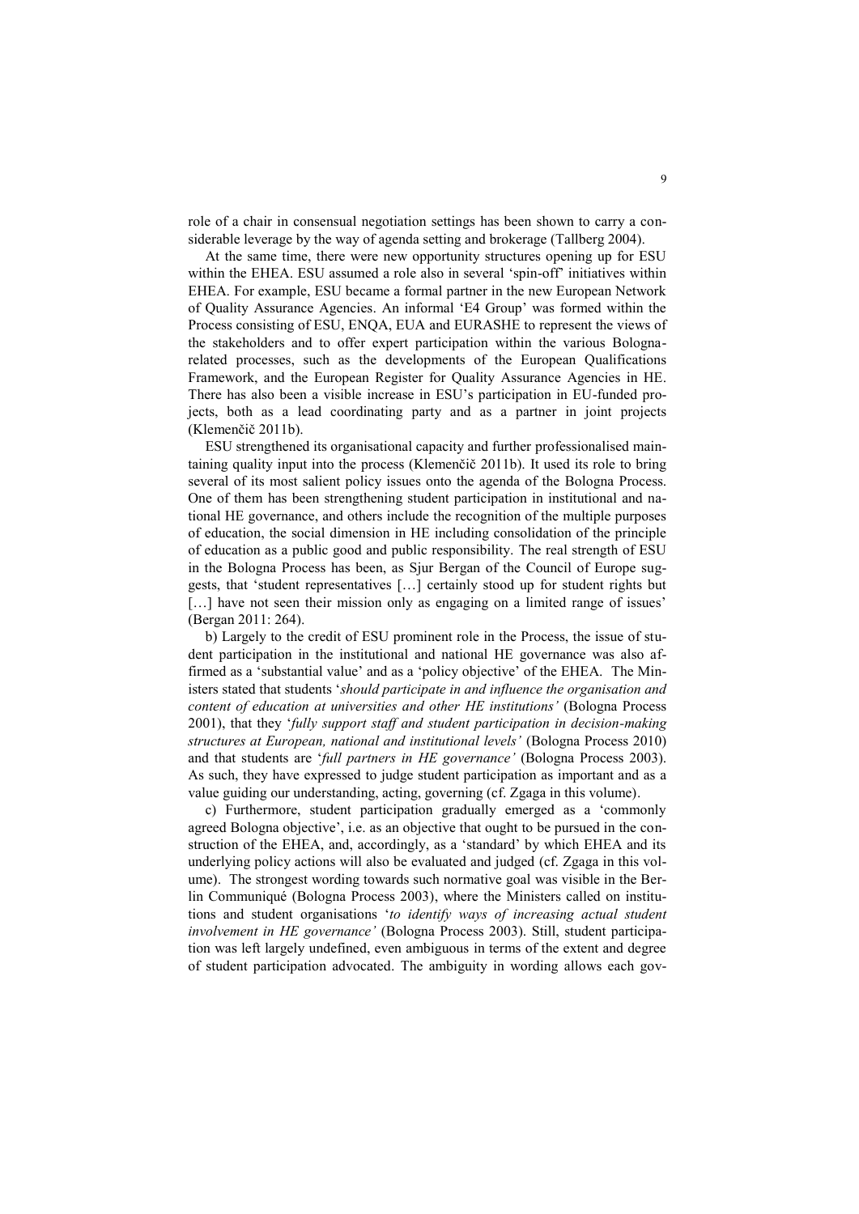role of a chair in consensual negotiation settings has been shown to carry a considerable leverage by the way of agenda setting and brokerage (Tallberg 2004).

At the same time, there were new opportunity structures opening up for ESU within the EHEA. ESU assumed a role also in several 'spin-off' initiatives within EHEA. For example, ESU became a formal partner in the new European Network of Quality Assurance Agencies. An informal 'E4 Group' was formed within the Process consisting of ESU, ENQA, EUA and EURASHE to represent the views of the stakeholders and to offer expert participation within the various Bologna-related processes, such as the developments of the European Qualifications Framework, and the European Register for Quality Assurance Agencies in HE. There has also been a visible increase in ESU's participation in EU-funded projects, both as a lead coordinating party and as a partner in joint projects (Klemenčič 2011b).

ESU strengthened its organisational capacity and further professionalised maintaining quality input into the process (Klemenčič 2011b). It used its role to bring several of its most salient policy issues onto the agenda of the Bologna Process. One of them has been strengthening student participation in institutional and national HE governance, and others include the recognition of the multiple purposes of education, the social dimension in HE including consolidation of the principle of education as a public good and public responsibility. The real strength of ESU in the Bologna Process has been, as Sjur Bergan of the Council of Europe suggests, that 'student representatives […] certainly stood up for student rights but […] have not seen their mission only as engaging on a limited range of issues' (Bergan 2011: 264).

b) Largely to the credit of ESU prominent role in the Process, the issue of student participation in the institutional and national HE governance was also affirmed as a 'substantial value' and as a 'policy objective' of the EHEA. The Ministers stated that students '*should participate in and influence the organisation and content of education at universities and other HE institutions'* (Bologna Process 2001), that they '*fully support staff and student participation in decision-making structures at European, national and institutional levels'* (Bologna Process 2010) and that students are '*full partners in HE governance'* (Bologna Process 2003). As such, they have expressed to judge student participation as important and as a value guiding our understanding, acting, governing (cf. Zgaga in this volume).

c) Furthermore, student participation gradually emerged as a 'commonly agreed Bologna objective', i.e. as an objective that ought to be pursued in the construction of the EHEA, and, accordingly, as a 'standard' by which EHEA and its underlying policy actions will also be evaluated and judged (cf. Zgaga in this volume). The strongest wording towards such normative goal was visible in the Berlin Communiqué (Bologna Process 2003), where the Ministers called on institutions and student organisations '*to identify ways of increasing actual student involvement in HE governance'* (Bologna Process 2003). Still, student participation was left largely undefined, even ambiguous in terms of the extent and degree of student participation advocated. The ambiguity in wording allows each gov-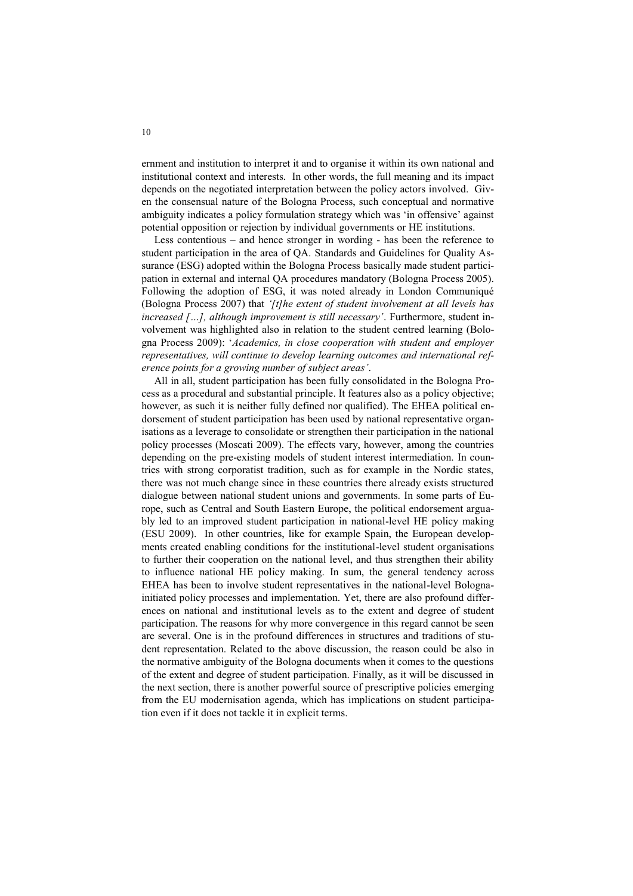ernment and institution to interpret it and to organise it within its own national and institutional context and interests. In other words, the full meaning and its impact depends on the negotiated interpretation between the policy actors involved. Given the consensual nature of the Bologna Process, such conceptual and normative ambiguity indicates a policy formulation strategy which was 'in offensive' against potential opposition or rejection by individual governments or HE institutions.

Less contentious – and hence stronger in wording - has been the reference to student participation in the area of QA. Standards and Guidelines for Quality Assurance (ESG) adopted within the Bologna Process basically made student participation in external and internal QA procedures mandatory (Bologna Process 2005). Following the adoption of ESG, it was noted already in London Communiqué (Bologna Process 2007) that *'[t]he extent of student involvement at all levels has increased […], although improvement is still necessary'*. Furthermore, student involvement was highlighted also in relation to the student centred learning (Bologna Process 2009): '*Academics, in close cooperation with student and employer representatives, will continue to develop learning outcomes and international reference points for a growing number of subject areas'*.

All in all, student participation has been fully consolidated in the Bologna Process as a procedural and substantial principle. It features also as a policy objective; however, as such it is neither fully defined nor qualified). The EHEA political endorsement of student participation has been used by national representative organisations as a leverage to consolidate or strengthen their participation in the national policy processes (Moscati 2009). The effects vary, however, among the countries depending on the pre-existing models of student interest intermediation. In countries with strong corporatist tradition, such as for example in the Nordic states, there was not much change since in these countries there already exists structured dialogue between national student unions and governments. In some parts of Europe, such as Central and South Eastern Europe, the political endorsement arguably led to an improved student participation in national-level HE policy making (ESU 2009). In other countries, like for example Spain, the European developments created enabling conditions for the institutional-level student organisations to further their cooperation on the national level, and thus strengthen their ability to influence national HE policy making. In sum, the general tendency across EHEA has been to involve student representatives in the national-level Bologna-initiated policy processes and implementation. Yet, there are also profound differences on national and institutional levels as to the extent and degree of student participation. The reasons for why more convergence in this regard cannot be seen are several. One is in the profound differences in structures and traditions of student representation. Related to the above discussion, the reason could be also in the normative ambiguity of the Bologna documents when it comes to the questions of the extent and degree of student participation. Finally, as it will be discussed in the next section, there is another powerful source of prescriptive policies emerging from the EU modernisation agenda, which has implications on student participation even if it does not tackle it in explicit terms.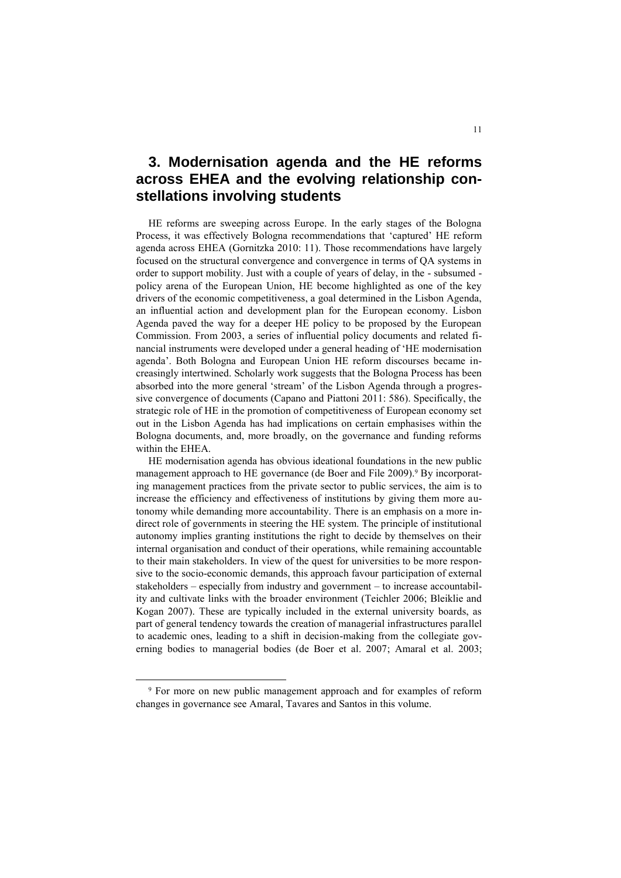## 3. Modernisation agenda and the HE reforms across EHEA and the evolving relationship constellations involving students

HE reforms are sweeping across Europe. In the early stages of the Bologna Process, it was effectively Bologna recommendations that 'captured' HE reform agenda across EHEA (Gornitzka 2010: 11). Those recommendations have largely focused on the structural convergence and convergence in terms of QA systems in order to support mobility. Just with a couple of years of delay, in the - subsumed - policy arena of the European Union, HE become highlighted as one of the key drivers of the economic competitiveness, a goal determined in the Lisbon Agenda, an influential action and development plan for the European economy. Lisbon Agenda paved the way for a deeper HE policy to be proposed by the European Commission. From 2003, a series of influential policy documents and related financial instruments were developed under a general heading of 'HE modernisation agenda'. Both Bologna and European Union HE reform discourses became increasingly intertwined. Scholarly work suggests that the Bologna Process has been absorbed into the more general 'stream' of the Lisbon Agenda through a progressive convergence of documents (Capano and Piattoni 2011: 586). Specifically, the strategic role of HE in the promotion of competitiveness of European economy set out in the Lisbon Agenda has had implications on certain emphasises within the Bologna documents, and, more broadly, on the governance and funding reforms within the EHEA.

HE modernisation agenda has obvious ideational foundations in the new public management approach to HE governance (de Boer and File 2009).[9] By incorporating management practices from the private sector to public services, the aim is to increase the efficiency and effectiveness of institutions by giving them more autonomy while demanding more accountability. There is an emphasis on a more indirect role of governments in steering the HE system. The principle of institutional autonomy implies granting institutions the right to decide by themselves on their internal organisation and conduct of their operations, while remaining accountable to their main stakeholders. In view of the quest for universities to be more responsive to the socio-economic demands, this approach favour participation of external stakeholders – especially from industry and government – to increase accountability and cultivate links with the broader environment (Teichler 2006; Bleiklie and Kogan 2007). These are typically included in the external university boards, as part of general tendency towards the creation of managerial infrastructures parallel to academic ones, leading to a shift in decision-making from the collegiate governing bodies to managerial bodies (de Boer et al. 2007; Amaral et al. 2003;

[9] For more on new public management approach and for examples of reform changes in governance see Amaral, Tavares and Santos in this volume.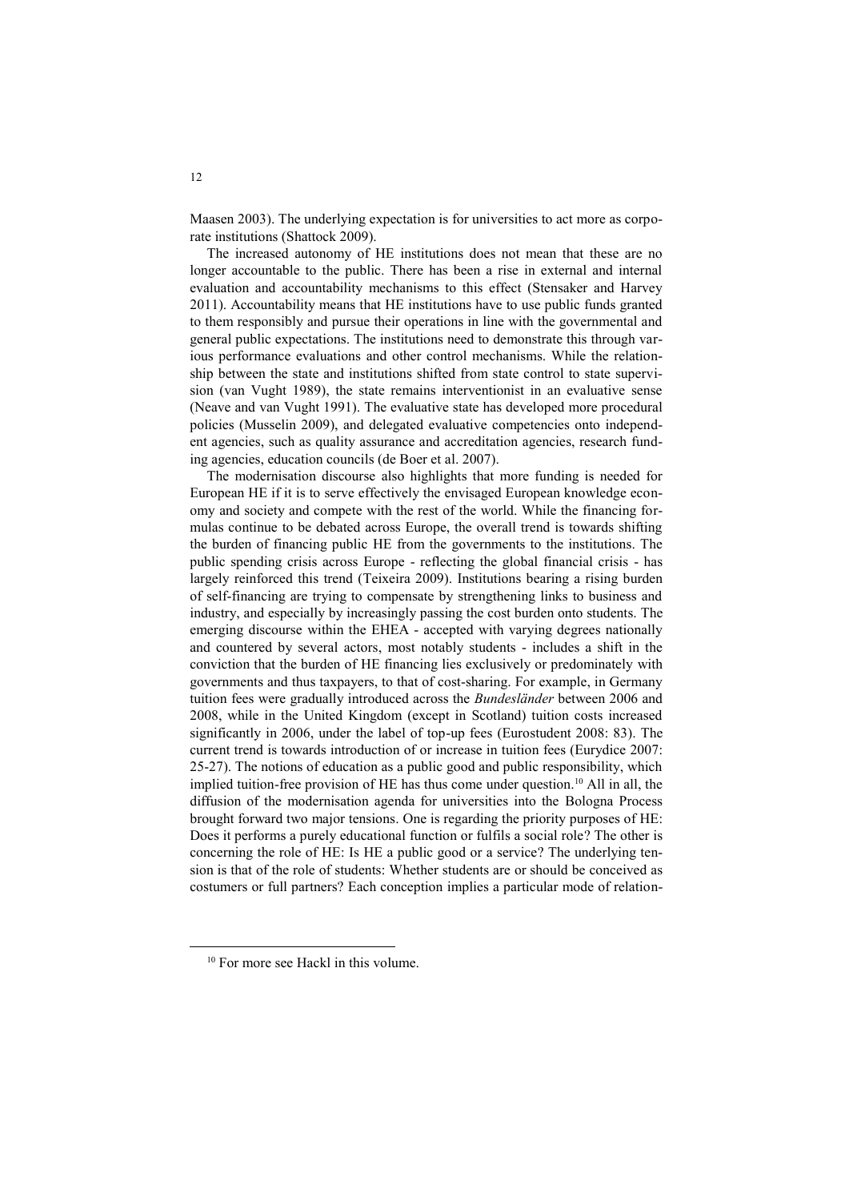Maasen 2003). The underlying expectation is for universities to act more as corporate institutions (Shattock 2009).

The increased autonomy of HE institutions does not mean that these are no longer accountable to the public. There has been a rise in external and internal evaluation and accountability mechanisms to this effect (Stensaker and Harvey 2011). Accountability means that HE institutions have to use public funds granted to them responsibly and pursue their operations in line with the governmental and general public expectations. The institutions need to demonstrate this through various performance evaluations and other control mechanisms. While the relationship between the state and institutions shifted from state control to state supervision (van Vught 1989), the state remains interventionist in an evaluative sense (Neave and van Vught 1991). The evaluative state has developed more procedural policies (Musselin 2009), and delegated evaluative competencies onto independent agencies, such as quality assurance and accreditation agencies, research funding agencies, education councils (de Boer et al. 2007).

The modernisation discourse also highlights that more funding is needed for European HE if it is to serve effectively the envisaged European knowledge economy and society and compete with the rest of the world. While the financing formulas continue to be debated across Europe, the overall trend is towards shifting the burden of financing public HE from the governments to the institutions. The public spending crisis across Europe - reflecting the global financial crisis - has largely reinforced this trend (Teixeira 2009). Institutions bearing a rising burden of self-financing are trying to compensate by strengthening links to business and industry, and especially by increasingly passing the cost burden onto students. The emerging discourse within the EHEA - accepted with varying degrees nationally and countered by several actors, most notably students - includes a shift in the conviction that the burden of HE financing lies exclusively or predominately with governments and thus taxpayers, to that of cost-sharing. For example, in Germany tuition fees were gradually introduced across the *Bundesländer* between 2006 and 2008, while in the United Kingdom (except in Scotland) tuition costs increased significantly in 2006, under the label of top-up fees (Eurostudent 2008: 83). The current trend is towards introduction of or increase in tuition fees (Eurydice 2007: 25-27). The notions of education as a public good and public responsibility, which implied tuition-free provision of HE has thus come under question.[10] All in all, the diffusion of the modernisation agenda for universities into the Bologna Process brought forward two major tensions. One is regarding the priority purposes of HE: Does it performs a purely educational function or fulfils a social role? The other is concerning the role of HE: Is HE a public good or a service? The underlying tension is that of the role of students: Whether students are or should be conceived as costumers or full partners? Each conception implies a particular mode of relation-

[10] For more see Hackl in this volume.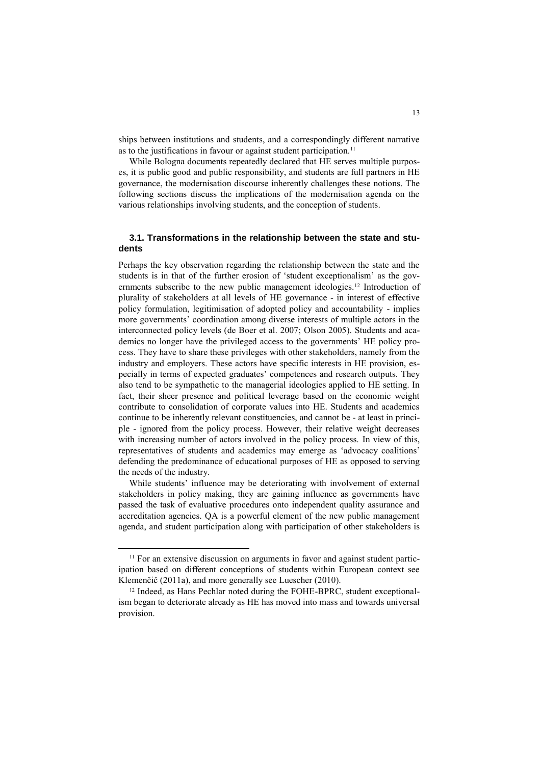ships between institutions and students, and a correspondingly different narrative as to the justifications in favour or against student participation.[11]

While Bologna documents repeatedly declared that HE serves multiple purposes, it is public good and public responsibility, and students are full partners in HE governance, the modernisation discourse inherently challenges these notions. The following sections discuss the implications of the modernisation agenda on the various relationships involving students, and the conception of students.

### 3.1. Transformations in the relationship between the state and students

Perhaps the key observation regarding the relationship between the state and the students is in that of the further erosion of 'student exceptionalism' as the governments subscribe to the new public management ideologies.[12] Introduction of plurality of stakeholders at all levels of HE governance - in interest of effective policy formulation, legitimisation of adopted policy and accountability - implies more governments' coordination among diverse interests of multiple actors in the interconnected policy levels (de Boer et al. 2007; Olson 2005). Students and academics no longer have the privileged access to the governments' HE policy process. They have to share these privileges with other stakeholders, namely from the industry and employers. These actors have specific interests in HE provision, especially in terms of expected graduates' competences and research outputs. They also tend to be sympathetic to the managerial ideologies applied to HE setting. In fact, their sheer presence and political leverage based on the economic weight contribute to consolidation of corporate values into HE. Students and academics continue to be inherently relevant constituencies, and cannot be - at least in principle - ignored from the policy process. However, their relative weight decreases with increasing number of actors involved in the policy process. In view of this, representatives of students and academics may emerge as 'advocacy coalitions' defending the predominance of educational purposes of HE as opposed to serving the needs of the industry.

While students' influence may be deteriorating with involvement of external stakeholders in policy making, they are gaining influence as governments have passed the task of evaluative procedures onto independent quality assurance and accreditation agencies. QA is a powerful element of the new public management agenda, and student participation along with participation of other stakeholders is

[11] For an extensive discussion on arguments in favor and against student participation based on different conceptions of students within European context see Klemenčič (2011a), and more generally see Luescher (2010).

[12] Indeed, as Hans Pechlar noted during the FOHE-BPRC, student exceptionalism began to deteriorate already as HE has moved into mass and towards universal provision.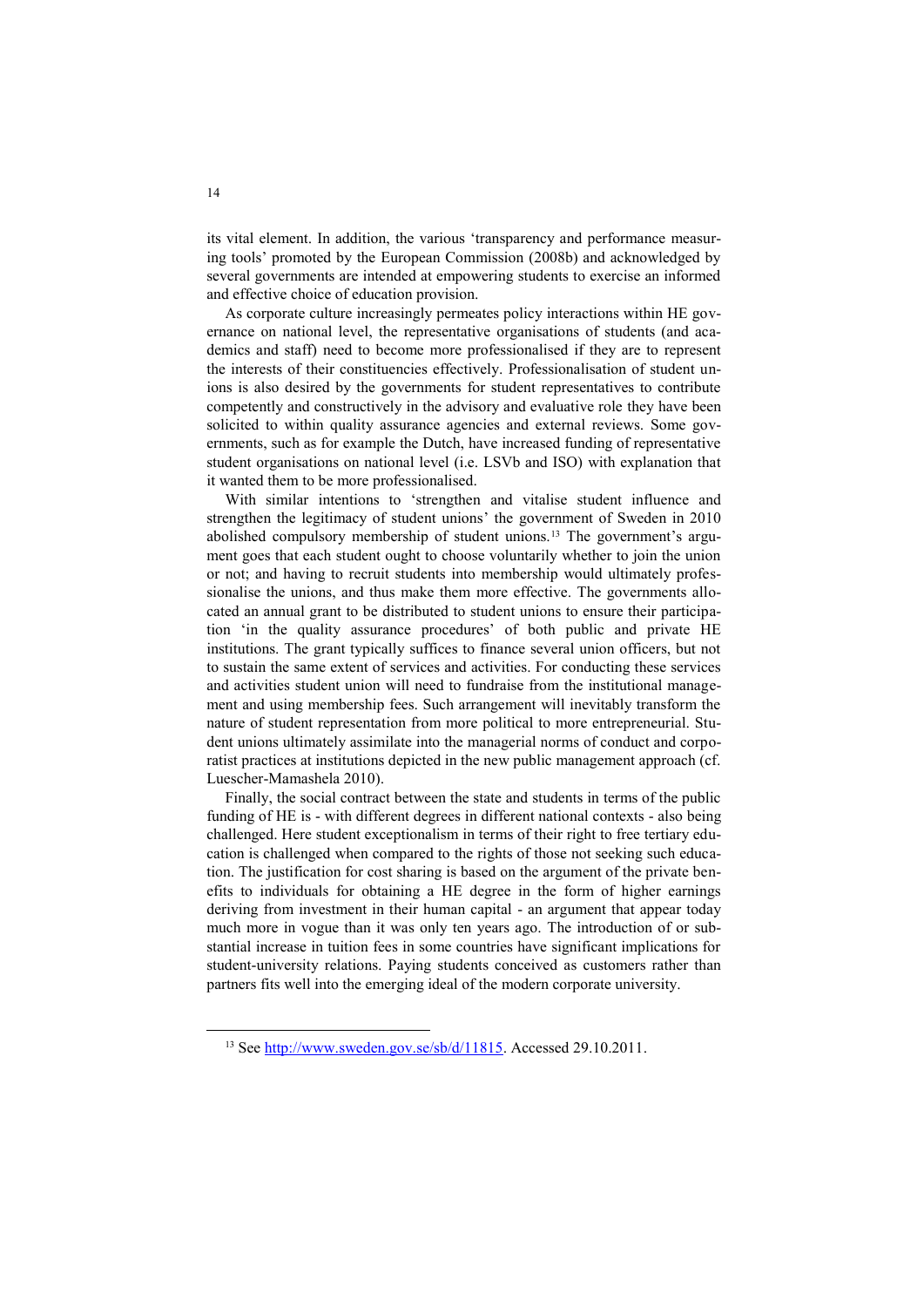its vital element. In addition, the various 'transparency and performance measuring tools' promoted by the European Commission (2008b) and acknowledged by several governments are intended at empowering students to exercise an informed and effective choice of education provision.

As corporate culture increasingly permeates policy interactions within HE governance on national level, the representative organisations of students (and academics and staff) need to become more professionalised if they are to represent the interests of their constituencies effectively. Professionalisation of student unions is also desired by the governments for student representatives to contribute competently and constructively in the advisory and evaluative role they have been solicited to within quality assurance agencies and external reviews. Some governments, such as for example the Dutch, have increased funding of representative student organisations on national level (i.e. LSVb and ISO) with explanation that it wanted them to be more professionalised.

With similar intentions to 'strengthen and vitalise student influence and strengthen the legitimacy of student unions' the government of Sweden in 2010 abolished compulsory membership of student unions.[13] The government's argument goes that each student ought to choose voluntarily whether to join the union or not; and having to recruit students into membership would ultimately professionalise the unions, and thus make them more effective. The governments allocated an annual grant to be distributed to student unions to ensure their participation 'in the quality assurance procedures' of both public and private HE institutions. The grant typically suffices to finance several union officers, but not to sustain the same extent of services and activities. For conducting these services and activities student union will need to fundraise from the institutional management and using membership fees. Such arrangement will inevitably transform the nature of student representation from more political to more entrepreneurial. Student unions ultimately assimilate into the managerial norms of conduct and corporatist practices at institutions depicted in the new public management approach (cf. Luescher-Mamashela 2010).

Finally, the social contract between the state and students in terms of the public funding of HE is - with different degrees in different national contexts - also being challenged. Here student exceptionalism in terms of their right to free tertiary education is challenged when compared to the rights of those not seeking such education. The justification for cost sharing is based on the argument of the private benefits to individuals for obtaining a HE degree in the form of higher earnings deriving from investment in their human capital - an argument that appear today much more in vogue than it was only ten years ago. The introduction of or substantial increase in tuition fees in some countries have significant implications for student-university relations. Paying students conceived as customers rather than partners fits well into the emerging ideal of the modern corporate university.

[13] See http://www.sweden.gov.se/sb/d/11815. Accessed 29.10.2011.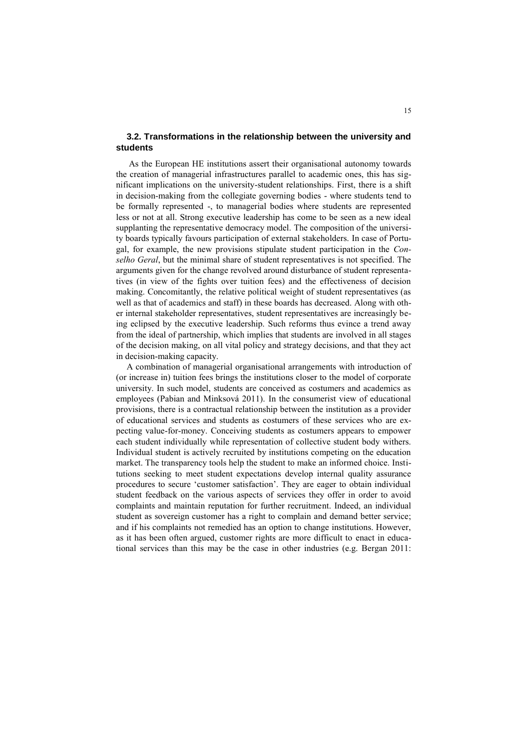### 3.2. Transformations in the relationship between the university and students

As the European HE institutions assert their organisational autonomy towards the creation of managerial infrastructures parallel to academic ones, this has significant implications on the university-student relationships. First, there is a shift in decision-making from the collegiate governing bodies - where students tend to be formally represented -, to managerial bodies where students are represented less or not at all. Strong executive leadership has come to be seen as a new ideal supplanting the representative democracy model. The composition of the university boards typically favours participation of external stakeholders. In case of Portugal, for example, the new provisions stipulate student participation in the *Conselho Geral*, but the minimal share of student representatives is not specified. The arguments given for the change revolved around disturbance of student representatives (in view of the fights over tuition fees) and the effectiveness of decision making. Concomitantly, the relative political weight of student representatives (as well as that of academics and staff) in these boards has decreased. Along with other internal stakeholder representatives, student representatives are increasingly being eclipsed by the executive leadership. Such reforms thus evince a trend away from the ideal of partnership, which implies that students are involved in all stages of the decision making, on all vital policy and strategy decisions, and that they act in decision-making capacity.

A combination of managerial organisational arrangements with introduction of (or increase in) tuition fees brings the institutions closer to the model of corporate university. In such model, students are conceived as costumers and academics as employees (Pabian and Minksová 2011). In the consumerist view of educational provisions, there is a contractual relationship between the institution as a provider of educational services and students as costumers of these services who are expecting value-for-money. Conceiving students as costumers appears to empower each student individually while representation of collective student body withers. Individual student is actively recruited by institutions competing on the education market. The transparency tools help the student to make an informed choice. Institutions seeking to meet student expectations develop internal quality assurance procedures to secure 'customer satisfaction'. They are eager to obtain individual student feedback on the various aspects of services they offer in order to avoid complaints and maintain reputation for further recruitment. Indeed, an individual student as sovereign customer has a right to complain and demand better service; and if his complaints not remedied has an option to change institutions. However, as it has been often argued, customer rights are more difficult to enact in educational services than this may be the case in other industries (e.g. Bergan 2011: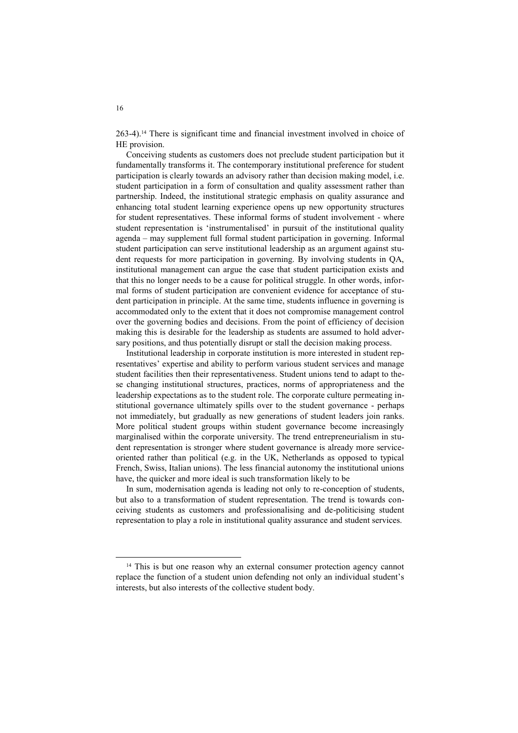263-4).[14] There is significant time and financial investment involved in choice of HE provision.

Conceiving students as customers does not preclude student participation but it fundamentally transforms it. The contemporary institutional preference for student participation is clearly towards an advisory rather than decision making model, i.e. student participation in a form of consultation and quality assessment rather than partnership. Indeed, the institutional strategic emphasis on quality assurance and enhancing total student learning experience opens up new opportunity structures for student representatives. These informal forms of student involvement - where student representation is 'instrumentalised' in pursuit of the institutional quality agenda – may supplement full formal student participation in governing. Informal student participation can serve institutional leadership as an argument against student requests for more participation in governing. By involving students in QA, institutional management can argue the case that student participation exists and that this no longer needs to be a cause for political struggle. In other words, informal forms of student participation are convenient evidence for acceptance of student participation in principle. At the same time, students influence in governing is accommodated only to the extent that it does not compromise management control over the governing bodies and decisions. From the point of efficiency of decision making this is desirable for the leadership as students are assumed to hold adversary positions, and thus potentially disrupt or stall the decision making process.

Institutional leadership in corporate institution is more interested in student representatives' expertise and ability to perform various student services and manage student facilities then their representativeness. Student unions tend to adapt to these changing institutional structures, practices, norms of appropriateness and the leadership expectations as to the student role. The corporate culture permeating institutional governance ultimately spills over to the student governance - perhaps not immediately, but gradually as new generations of student leaders join ranks. More political student groups within student governance become increasingly marginalised within the corporate university. The trend entrepreneurialism in student representation is stronger where student governance is already more service-oriented rather than political (e.g. in the UK, Netherlands as opposed to typical French, Swiss, Italian unions). The less financial autonomy the institutional unions have, the quicker and more ideal is such transformation likely to be

In sum, modernisation agenda is leading not only to re-conception of students, but also to a transformation of student representation. The trend is towards conceiving students as customers and professionalising and de-politicising student representation to play a role in institutional quality assurance and student services.

---

[14] This is but one reason why an external consumer protection agency cannot replace the function of a student union defending not only an individual student's interests, but also interests of the collective student body.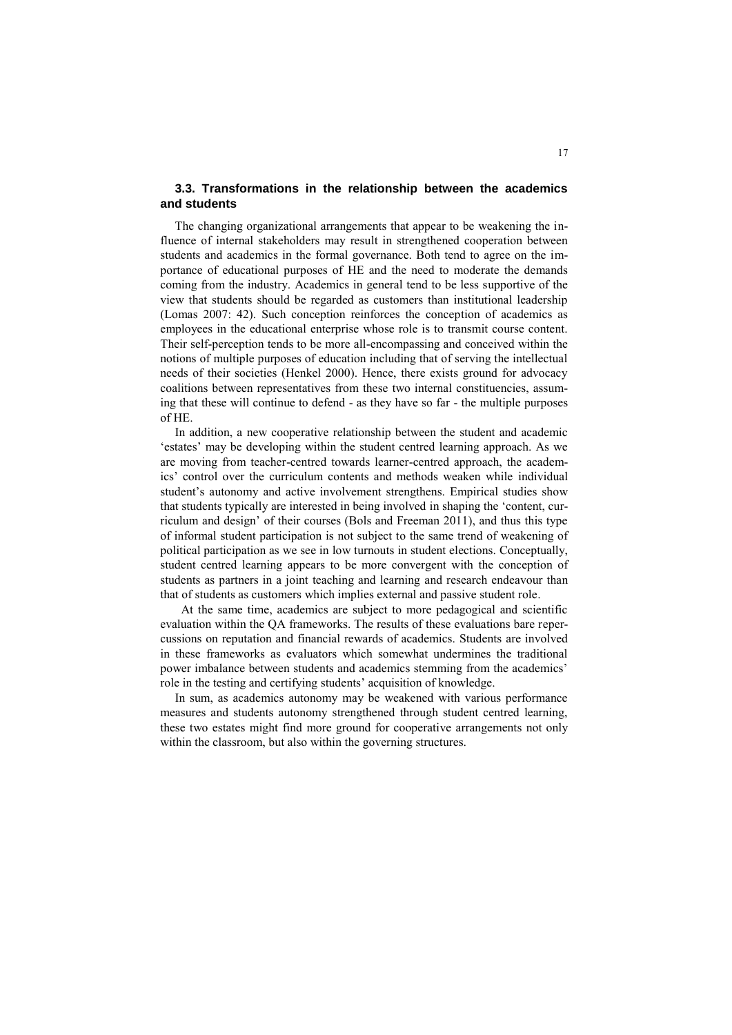### 3.3. Transformations in the relationship between the academics and students

The changing organizational arrangements that appear to be weakening the influence of internal stakeholders may result in strengthened cooperation between students and academics in the formal governance. Both tend to agree on the importance of educational purposes of HE and the need to moderate the demands coming from the industry. Academics in general tend to be less supportive of the view that students should be regarded as customers than institutional leadership (Lomas 2007: 42). Such conception reinforces the conception of academics as employees in the educational enterprise whose role is to transmit course content. Their self-perception tends to be more all-encompassing and conceived within the notions of multiple purposes of education including that of serving the intellectual needs of their societies (Henkel 2000). Hence, there exists ground for advocacy coalitions between representatives from these two internal constituencies, assuming that these will continue to defend - as they have so far - the multiple purposes of HE.

In addition, a new cooperative relationship between the student and academic 'estates' may be developing within the student centred learning approach. As we are moving from teacher-centred towards learner-centred approach, the academics' control over the curriculum contents and methods weaken while individual student's autonomy and active involvement strengthens. Empirical studies show that students typically are interested in being involved in shaping the 'content, curriculum and design' of their courses (Bols and Freeman 2011), and thus this type of informal student participation is not subject to the same trend of weakening of political participation as we see in low turnouts in student elections. Conceptually, student centred learning appears to be more convergent with the conception of students as partners in a joint teaching and learning and research endeavour than that of students as customers which implies external and passive student role.

At the same time, academics are subject to more pedagogical and scientific evaluation within the QA frameworks. The results of these evaluations bare repercussions on reputation and financial rewards of academics. Students are involved in these frameworks as evaluators which somewhat undermines the traditional power imbalance between students and academics stemming from the academics' role in the testing and certifying students' acquisition of knowledge.

In sum, as academics autonomy may be weakened with various performance measures and students autonomy strengthened through student centred learning, these two estates might find more ground for cooperative arrangements not only within the classroom, but also within the governing structures.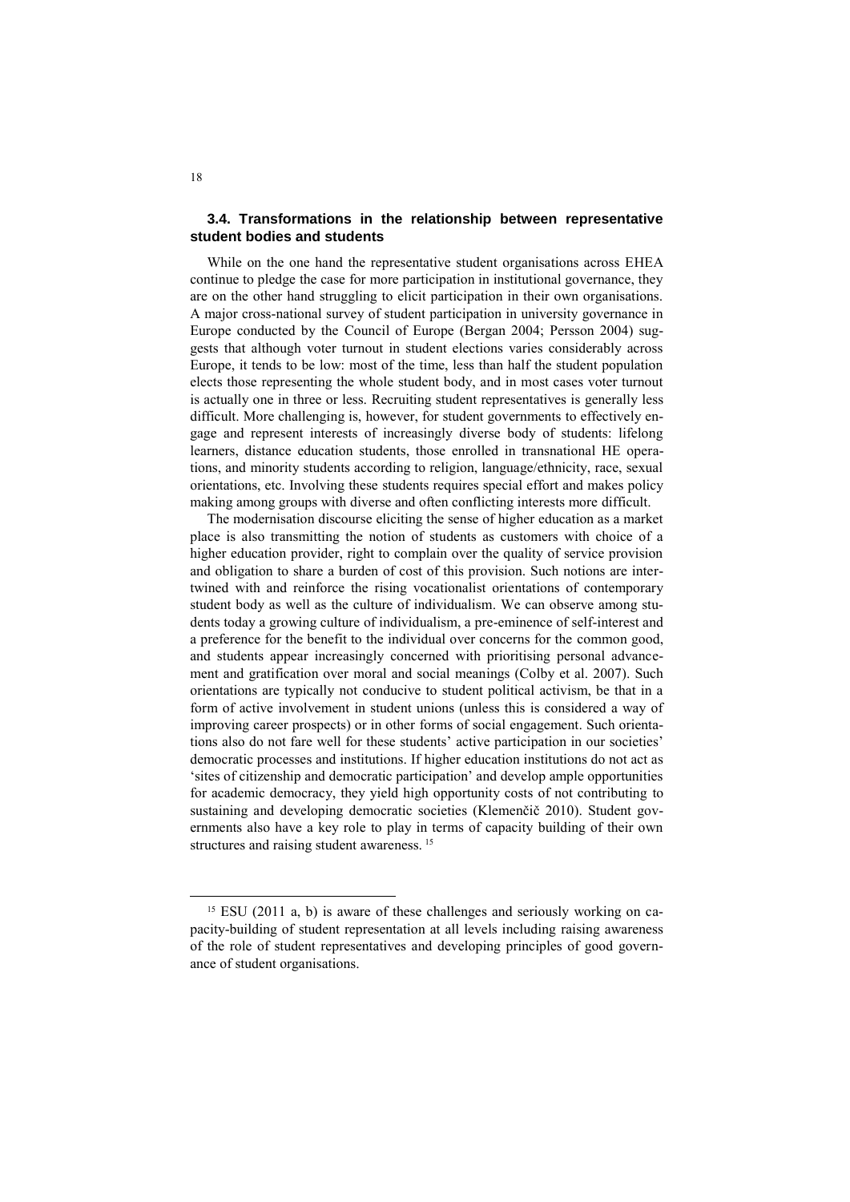### 3.4. Transformations in the relationship between representative student bodies and students

While on the one hand the representative student organisations across EHEA continue to pledge the case for more participation in institutional governance, they are on the other hand struggling to elicit participation in their own organisations. A major cross-national survey of student participation in university governance in Europe conducted by the Council of Europe (Bergan 2004; Persson 2004) suggests that although voter turnout in student elections varies considerably across Europe, it tends to be low: most of the time, less than half the student population elects those representing the whole student body, and in most cases voter turnout is actually one in three or less. Recruiting student representatives is generally less difficult. More challenging is, however, for student governments to effectively engage and represent interests of increasingly diverse body of students: lifelong learners, distance education students, those enrolled in transnational HE operations, and minority students according to religion, language/ethnicity, race, sexual orientations, etc. Involving these students requires special effort and makes policy making among groups with diverse and often conflicting interests more difficult.

The modernisation discourse eliciting the sense of higher education as a market place is also transmitting the notion of students as customers with choice of a higher education provider, right to complain over the quality of service provision and obligation to share a burden of cost of this provision. Such notions are intertwined with and reinforce the rising vocationalist orientations of contemporary student body as well as the culture of individualism. We can observe among students today a growing culture of individualism, a pre-eminence of self-interest and a preference for the benefit to the individual over concerns for the common good, and students appear increasingly concerned with prioritising personal advancement and gratification over moral and social meanings (Colby et al. 2007). Such orientations are typically not conducive to student political activism, be that in a form of active involvement in student unions (unless this is considered a way of improving career prospects) or in other forms of social engagement. Such orientations also do not fare well for these students' active participation in our societies' democratic processes and institutions. If higher education institutions do not act as 'sites of citizenship and democratic participation' and develop ample opportunities for academic democracy, they yield high opportunity costs of not contributing to sustaining and developing democratic societies (Klemenčič 2010). Student governments also have a key role to play in terms of capacity building of their own structures and raising student awareness. [15]

[15] ESU (2011 a, b) is aware of these challenges and seriously working on capacity-building of student representation at all levels including raising awareness of the role of student representatives and developing principles of good governance of student organisations.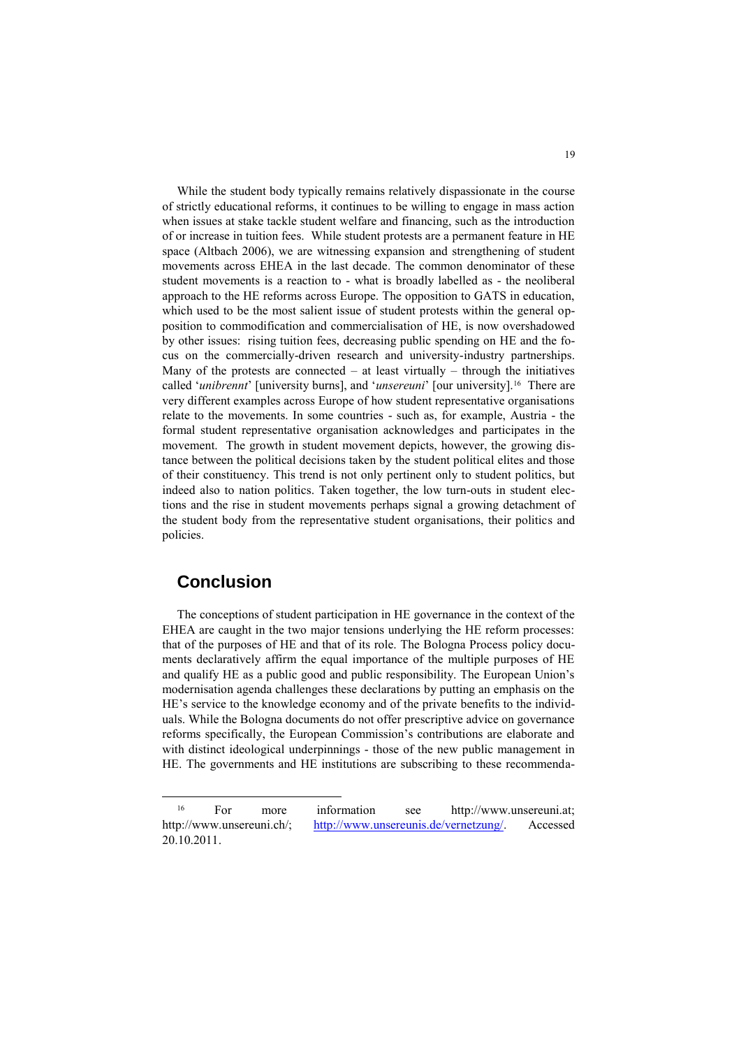While the student body typically remains relatively dispassionate in the course of strictly educational reforms, it continues to be willing to engage in mass action when issues at stake tackle student welfare and financing, such as the introduction of or increase in tuition fees. While student protests are a permanent feature in HE space (Altbach 2006), we are witnessing expansion and strengthening of student movements across EHEA in the last decade. The common denominator of these student movements is a reaction to - what is broadly labelled as - the neoliberal approach to the HE reforms across Europe. The opposition to GATS in education, which used to be the most salient issue of student protests within the general opposition to commodification and commercialisation of HE, is now overshadowed by other issues: rising tuition fees, decreasing public spending on HE and the focus on the commercially-driven research and university-industry partnerships. Many of the protests are connected – at least virtually – through the initiatives called '*unibrennt*' [university burns], and '*unsereuni*' [our university].[16] There are very different examples across Europe of how student representative organisations relate to the movements. In some countries - such as, for example, Austria - the formal student representative organisation acknowledges and participates in the movement. The growth in student movement depicts, however, the growing distance between the political decisions taken by the student political elites and those of their constituency. This trend is not only pertinent only to student politics, but indeed also to nation politics. Taken together, the low turn-outs in student elections and the rise in student movements perhaps signal a growing detachment of the student body from the representative student organisations, their politics and policies.

## Conclusion

The conceptions of student participation in HE governance in the context of the EHEA are caught in the two major tensions underlying the HE reform processes: that of the purposes of HE and that of its role. The Bologna Process policy documents declaratively affirm the equal importance of the multiple purposes of HE and qualify HE as a public good and public responsibility. The European Union's modernisation agenda challenges these declarations by putting an emphasis on the HE's service to the knowledge economy and of the private benefits to the individuals. While the Bologna documents do not offer prescriptive advice on governance reforms specifically, the European Commission's contributions are elaborate and with distinct ideological underpinnings - those of the new public management in HE. The governments and HE institutions are subscribing to these recommenda-

---

[16] For more information see http://www.unsereuni.at; http://www.unsereuni.ch/; http://www.unsereunis.de/vernetzung/. Accessed 20.10.2011.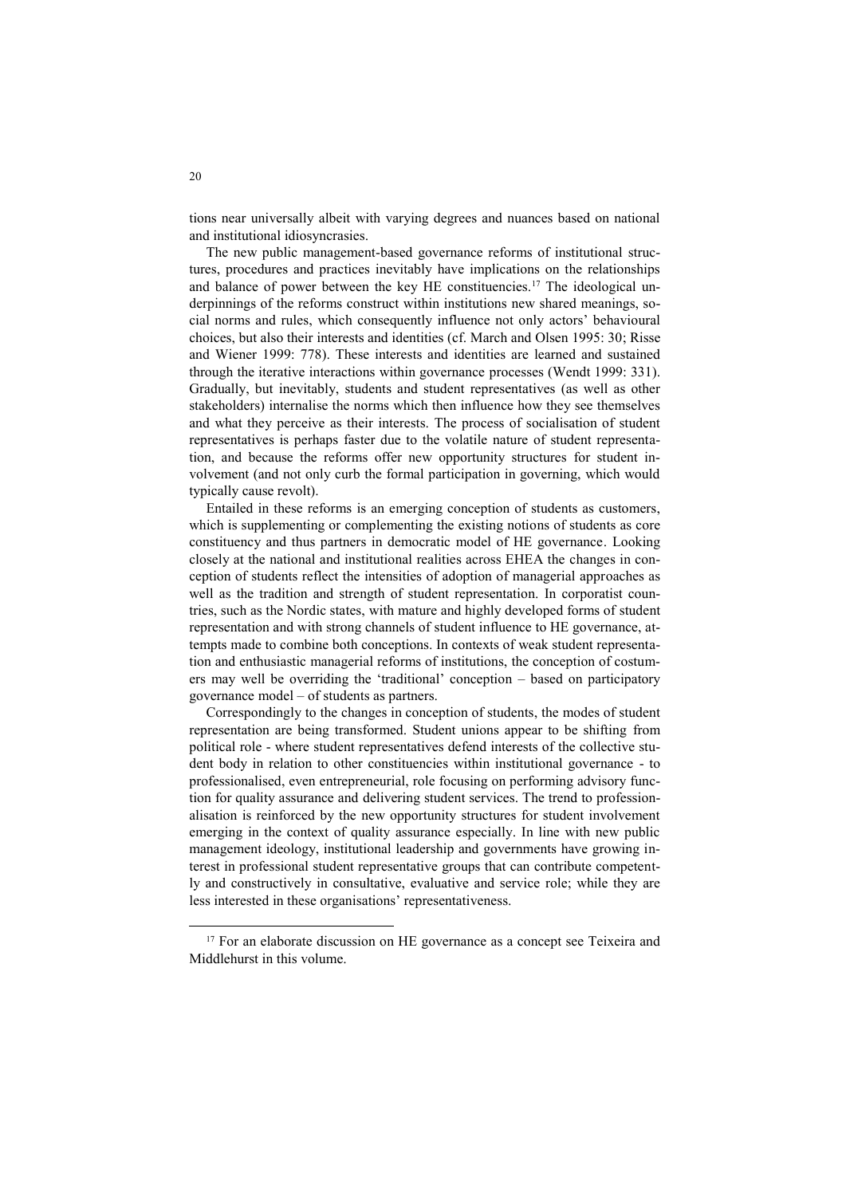tions near universally albeit with varying degrees and nuances based on national and institutional idiosyncrasies.

The new public management-based governance reforms of institutional structures, procedures and practices inevitably have implications on the relationships and balance of power between the key HE constituencies.[17] The ideological underpinnings of the reforms construct within institutions new shared meanings, social norms and rules, which consequently influence not only actors' behavioural choices, but also their interests and identities (cf. March and Olsen 1995: 30; Risse and Wiener 1999: 778). These interests and identities are learned and sustained through the iterative interactions within governance processes (Wendt 1999: 331). Gradually, but inevitably, students and student representatives (as well as other stakeholders) internalise the norms which then influence how they see themselves and what they perceive as their interests. The process of socialisation of student representatives is perhaps faster due to the volatile nature of student representation, and because the reforms offer new opportunity structures for student involvement (and not only curb the formal participation in governing, which would typically cause revolt).

Entailed in these reforms is an emerging conception of students as customers, which is supplementing or complementing the existing notions of students as core constituency and thus partners in democratic model of HE governance. Looking closely at the national and institutional realities across EHEA the changes in conception of students reflect the intensities of adoption of managerial approaches as well as the tradition and strength of student representation. In corporatist countries, such as the Nordic states, with mature and highly developed forms of student representation and with strong channels of student influence to HE governance, attempts made to combine both conceptions. In contexts of weak student representation and enthusiastic managerial reforms of institutions, the conception of costumers may well be overriding the 'traditional' conception – based on participatory governance model – of students as partners.

Correspondingly to the changes in conception of students, the modes of student representation are being transformed. Student unions appear to be shifting from political role - where student representatives defend interests of the collective student body in relation to other constituencies within institutional governance - to professionalised, even entrepreneurial, role focusing on performing advisory function for quality assurance and delivering student services. The trend to professionalisation is reinforced by the new opportunity structures for student involvement emerging in the context of quality assurance especially. In line with new public management ideology, institutional leadership and governments have growing interest in professional student representative groups that can contribute competently and constructively in consultative, evaluative and service role; while they are less interested in these organisations' representativeness.

[17] For an elaborate discussion on HE governance as a concept see Teixeira and Middlehurst in this volume.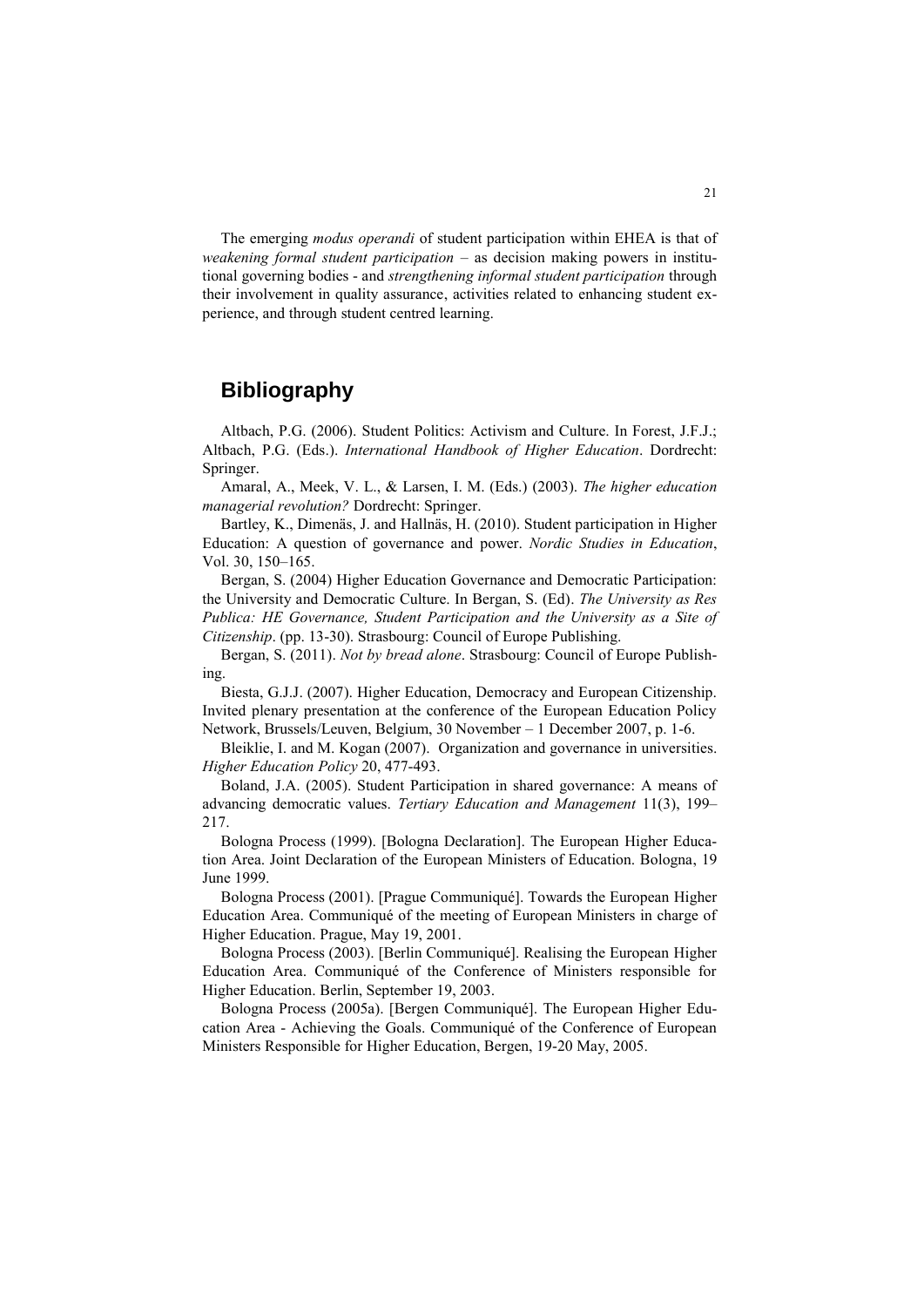The emerging *modus operandi* of student participation within EHEA is that of *weakening formal student participation* – as decision making powers in institutional governing bodies - and *strengthening informal student participation* through their involvement in quality assurance, activities related to enhancing student experience, and through student centred learning.

## Bibliography

Altbach, P.G. (2006). Student Politics: Activism and Culture. In Forest, J.F.J.; Altbach, P.G. (Eds.). *International Handbook of Higher Education*. Dordrecht: Springer.

Amaral, A., Meek, V. L., & Larsen, I. M. (Eds.) (2003). *The higher education managerial revolution?* Dordrecht: Springer.

Bartley, K., Dimenäs, J. and Hallnäs, H. (2010). Student participation in Higher Education: A question of governance and power. *Nordic Studies in Education*, Vol. 30, 150–165.

Bergan, S. (2004) Higher Education Governance and Democratic Participation: the University and Democratic Culture. In Bergan, S. (Ed). *The University as Res Publica: HE Governance, Student Participation and the University as a Site of Citizenship*. (pp. 13-30). Strasbourg: Council of Europe Publishing.

Bergan, S. (2011). *Not by bread alone*. Strasbourg: Council of Europe Publishing.

Biesta, G.J.J. (2007). Higher Education, Democracy and European Citizenship. Invited plenary presentation at the conference of the European Education Policy Network, Brussels/Leuven, Belgium, 30 November – 1 December 2007, p. 1-6.

Bleiklie, I. and M. Kogan (2007). Organization and governance in universities. *Higher Education Policy* 20, 477-493.

Boland, J.A. (2005). Student Participation in shared governance: A means of advancing democratic values. *Tertiary Education and Management* 11(3), 199–217.

Bologna Process (1999). [Bologna Declaration]. The European Higher Education Area. Joint Declaration of the European Ministers of Education. Bologna, 19 June 1999.

Bologna Process (2001). [Prague Communiqué]. Towards the European Higher Education Area. Communiqué of the meeting of European Ministers in charge of Higher Education. Prague, May 19, 2001.

Bologna Process (2003). [Berlin Communiqué]. Realising the European Higher Education Area. Communiqué of the Conference of Ministers responsible for Higher Education. Berlin, September 19, 2003.

Bologna Process (2005a). [Bergen Communiqué]. The European Higher Education Area - Achieving the Goals. Communiqué of the Conference of European Ministers Responsible for Higher Education, Bergen, 19-20 May, 2005.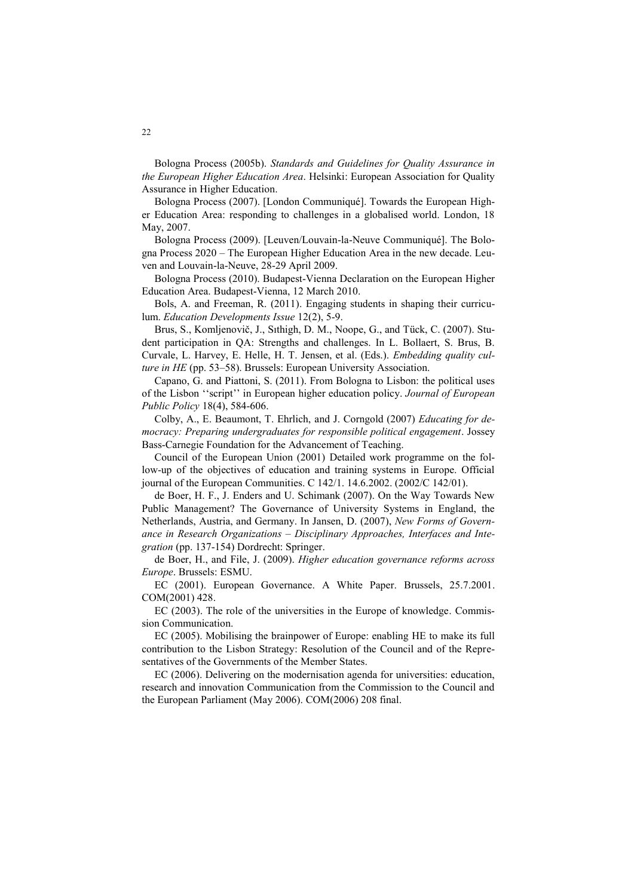Bologna Process (2005b). *Standards and Guidelines for Quality Assurance in the European Higher Education Area*. Helsinki: European Association for Quality Assurance in Higher Education.

Bologna Process (2007). [London Communiqué]. Towards the European Higher Education Area: responding to challenges in a globalised world. London, 18 May, 2007.

Bologna Process (2009). [Leuven/Louvain-la-Neuve Communiqué]. The Bologna Process 2020 – The European Higher Education Area in the new decade. Leuven and Louvain-la-Neuve, 28-29 April 2009.

Bologna Process (2010). Budapest-Vienna Declaration on the European Higher Education Area. Budapest-Vienna, 12 March 2010.

Bols, A. and Freeman, R. (2011). Engaging students in shaping their curriculum. *Education Developments Issue* 12(2), 5-9.

Brus, S., Komljenovič, J., Sıthigh, D. M., Noope, G., and Tück, C. (2007). Student participation in QA: Strengths and challenges. In L. Bollaert, S. Brus, B. Curvale, L. Harvey, E. Helle, H. T. Jensen, et al. (Eds.). *Embedding quality culture in HE* (pp. 53–58). Brussels: European University Association.

Capano, G. and Piattoni, S. (2011). From Bologna to Lisbon: the political uses of the Lisbon ''script'' in European higher education policy. *Journal of European Public Policy* 18(4), 584-606.

Colby, A., E. Beaumont, T. Ehrlich, and J. Corngold (2007) *Educating for democracy: Preparing undergraduates for responsible political engagement*. Jossey Bass-Carnegie Foundation for the Advancement of Teaching.

Council of the European Union (2001) Detailed work programme on the follow-up of the objectives of education and training systems in Europe. Official journal of the European Communities. C 142/1. 14.6.2002. (2002/C 142/01).

de Boer, H. F., J. Enders and U. Schimank (2007). On the Way Towards New Public Management? The Governance of University Systems in England, the Netherlands, Austria, and Germany. In Jansen, D. (2007), *New Forms of Governance in Research Organizations – Disciplinary Approaches, Interfaces and Integration* (pp. 137-154) Dordrecht: Springer.

de Boer, H., and File, J. (2009). *Higher education governance reforms across Europe*. Brussels: ESMU.

EC (2001). European Governance. A White Paper. Brussels, 25.7.2001. COM(2001) 428.

EC (2003). The role of the universities in the Europe of knowledge. Commission Communication.

EC (2005). Mobilising the brainpower of Europe: enabling HE to make its full contribution to the Lisbon Strategy: Resolution of the Council and of the Representatives of the Governments of the Member States.

EC (2006). Delivering on the modernisation agenda for universities: education, research and innovation Communication from the Commission to the Council and the European Parliament (May 2006). COM(2006) 208 final.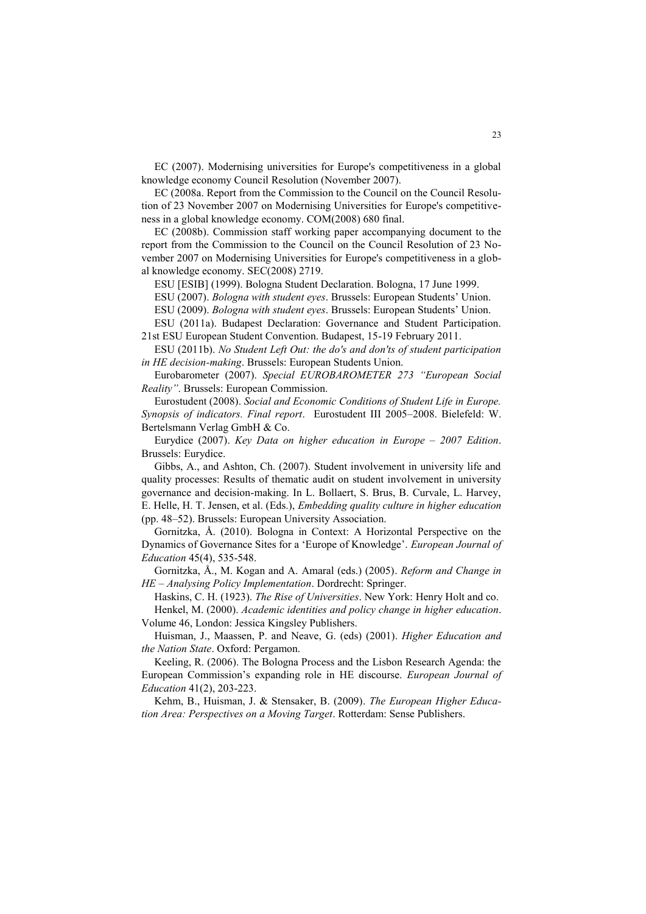EC (2007). Modernising universities for Europe's competitiveness in a global knowledge economy Council Resolution (November 2007).

EC (2008a. Report from the Commission to the Council on the Council Resolution of 23 November 2007 on Modernising Universities for Europe's competitiveness in a global knowledge economy. COM(2008) 680 final.

EC (2008b). Commission staff working paper accompanying document to the report from the Commission to the Council on the Council Resolution of 23 November 2007 on Modernising Universities for Europe's competitiveness in a global knowledge economy. SEC(2008) 2719.

ESU [ESIB] (1999). Bologna Student Declaration. Bologna, 17 June 1999.

ESU (2007). *Bologna with student eyes*. Brussels: European Students' Union.

ESU (2009). *Bologna with student eyes*. Brussels: European Students' Union.

ESU (2011a). Budapest Declaration: Governance and Student Participation. 21st ESU European Student Convention. Budapest, 15-19 February 2011.

ESU (2011b). *No Student Left Out: the do's and don'ts of student participation in HE decision-making*. Brussels: European Students Union.

Eurobarometer (2007). *Special EUROBAROMETER 273 "European Social Reality"*. Brussels: European Commission.

Eurostudent (2008). *Social and Economic Conditions of Student Life in Europe. Synopsis of indicators. Final report*. Eurostudent III 2005–2008. Bielefeld: W. Bertelsmann Verlag GmbH & Co.

Eurydice (2007). *Key Data on higher education in Europe – 2007 Edition*. Brussels: Eurydice.

Gibbs, A., and Ashton, Ch. (2007). Student involvement in university life and quality processes: Results of thematic audit on student involvement in university governance and decision-making. In L. Bollaert, S. Brus, B. Curvale, L. Harvey, E. Helle, H. T. Jensen, et al. (Eds.), *Embedding quality culture in higher education* (pp. 48–52). Brussels: European University Association.

Gornitzka, Å. (2010). Bologna in Context: A Horizontal Perspective on the Dynamics of Governance Sites for a 'Europe of Knowledge'. *European Journal of Education* 45(4), 535-548.

Gornitzka, Å., M. Kogan and A. Amaral (eds.) (2005). *Reform and Change in HE – Analysing Policy Implementation*. Dordrecht: Springer.

Haskins, C. H. (1923). *The Rise of Universities*. New York: Henry Holt and co.

Henkel, M. (2000). *Academic identities and policy change in higher education*. Volume 46, London: Jessica Kingsley Publishers.

Huisman, J., Maassen, P. and Neave, G. (eds) (2001). *Higher Education and the Nation State*. Oxford: Pergamon.

Keeling, R. (2006). The Bologna Process and the Lisbon Research Agenda: the European Commission's expanding role in HE discourse. *European Journal of Education* 41(2), 203-223.

Kehm, B., Huisman, J. & Stensaker, B. (2009). *The European Higher Education Area: Perspectives on a Moving Target*. Rotterdam: Sense Publishers.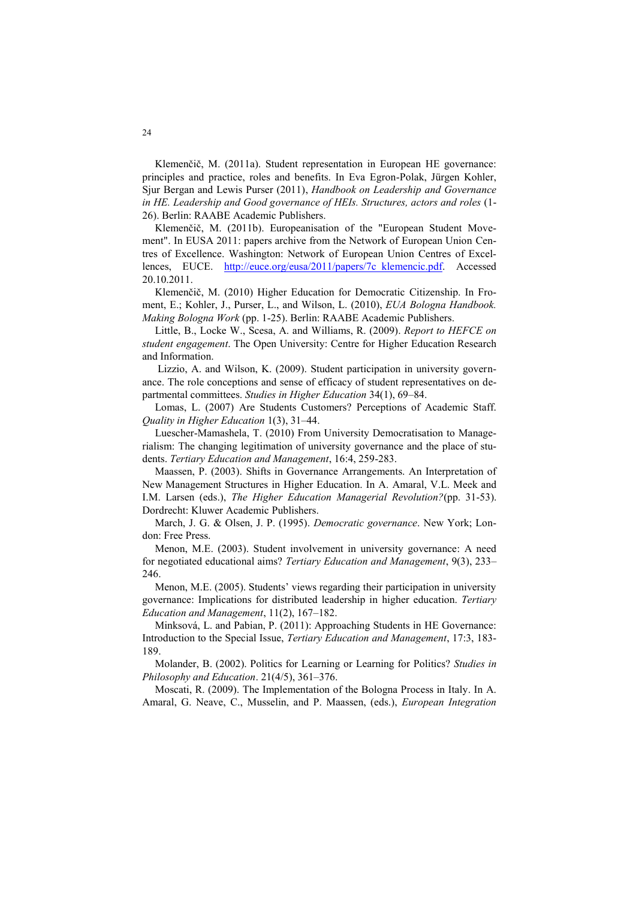Klemenčič, M. (2011a). Student representation in European HE governance: principles and practice, roles and benefits. In Eva Egron-Polak, Jürgen Kohler, Sjur Bergan and Lewis Purser (2011), *Handbook on Leadership and Governance in HE. Leadership and Good governance of HEIs. Structures, actors and roles* (1-26). Berlin: RAABE Academic Publishers.

Klemenčič, M. (2011b). Europeanisation of the "European Student Movement". In EUSA 2011: papers archive from the Network of European Union Centres of Excellence. Washington: Network of European Union Centres of Excellences, EUCE. http://euce.org/eusa/2011/papers/7c_klemencic.pdf. Accessed 20.10.2011.

Klemenčič, M. (2010) Higher Education for Democratic Citizenship. In Froment, E.; Kohler, J., Purser, L., and Wilson, L. (2010), *EUA Bologna Handbook. Making Bologna Work* (pp. 1-25). Berlin: RAABE Academic Publishers.

Little, B., Locke W., Scesa, A. and Williams, R. (2009). *Report to HEFCE on student engagement*. The Open University: Centre for Higher Education Research and Information.

Lizzio, A. and Wilson, K. (2009). Student participation in university governance. The role conceptions and sense of efficacy of student representatives on departmental committees. *Studies in Higher Education* 34(1), 69–84.

Lomas, L. (2007) Are Students Customers? Perceptions of Academic Staff. *Quality in Higher Education* 1(3), 31–44.

Luescher-Mamashela, T. (2010) From University Democratisation to Managerialism: The changing legitimation of university governance and the place of students. *Tertiary Education and Management*, 16:4, 259-283.

Maassen, P. (2003). Shifts in Governance Arrangements. An Interpretation of New Management Structures in Higher Education. In A. Amaral, V.L. Meek and I.M. Larsen (eds.), *The Higher Education Managerial Revolution?* (pp. 31-53). Dordrecht: Kluwer Academic Publishers.

March, J. G. & Olsen, J. P. (1995). *Democratic governance*. New York; London: Free Press.

Menon, M.E. (2003). Student involvement in university governance: A need for negotiated educational aims? *Tertiary Education and Management*, 9(3), 233–246.

Menon, M.E. (2005). Students' views regarding their participation in university governance: Implications for distributed leadership in higher education. *Tertiary Education and Management*, 11(2), 167–182.

Minksová, L. and Pabian, P. (2011): Approaching Students in HE Governance: Introduction to the Special Issue, *Tertiary Education and Management*, 17:3, 183-189.

Molander, B. (2002). Politics for Learning or Learning for Politics? *Studies in Philosophy and Education*. 21(4/5), 361–376.

Moscati, R. (2009). The Implementation of the Bologna Process in Italy. In A. Amaral, G. Neave, C., Musselin, and P. Maassen, (eds.), *European Integration*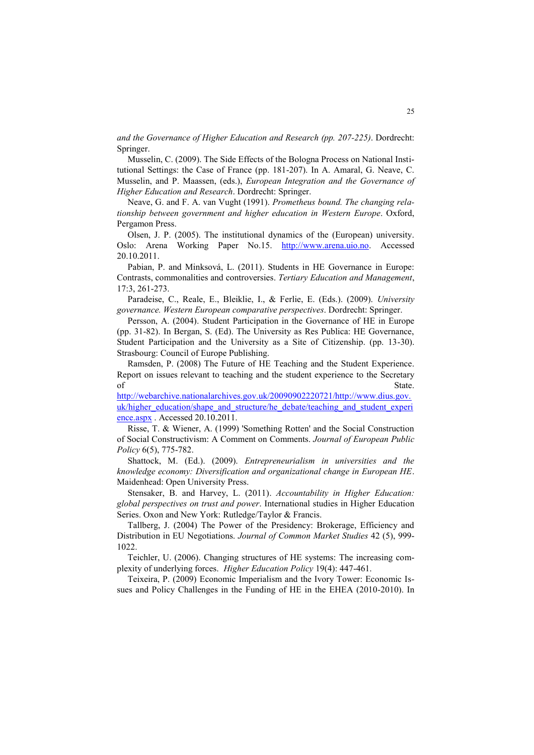*and the Governance of Higher Education and Research (pp. 207-225)*. Dordrecht: Springer.

Musselin, C. (2009). The Side Effects of the Bologna Process on National Institutional Settings: the Case of France (pp. 181-207). In A. Amaral, G. Neave, C. Musselin, and P. Maassen, (eds.), *European Integration and the Governance of Higher Education and Research*. Dordrecht: Springer.

Neave, G. and F. A. van Vught (1991). *Prometheus bound. The changing relationship between government and higher education in Western Europe*. Oxford, Pergamon Press.

Olsen, J. P. (2005). The institutional dynamics of the (European) university. Oslo: Arena Working Paper No.15. http://www.arena.uio.no. Accessed 20.10.2011.

Pabian, P. and Minksová, L. (2011). Students in HE Governance in Europe: Contrasts, commonalities and controversies. *Tertiary Education and Management*, 17:3, 261-273.

Paradeise, C., Reale, E., Bleiklie, I., & Ferlie, E. (Eds.). (2009). *University governance. Western European comparative perspectives*. Dordrecht: Springer.

Persson, A. (2004). Student Participation in the Governance of HE in Europe (pp. 31-82). In Bergan, S. (Ed). The University as Res Publica: HE Governance, Student Participation and the University as a Site of Citizenship. (pp. 13-30). Strasbourg: Council of Europe Publishing.

Ramsden, P. (2008) The Future of HE Teaching and the Student Experience. Report on issues relevant to teaching and the student experience to the Secretary of State. http://webarchive.nationalarchives.gov.uk/20090902220721/http://www.dius.gov.uk/higher_education/shape_and_structure/he_debate/teaching_and_student_experience.aspx . Accessed 20.10.2011.

Risse, T. & Wiener, A. (1999) 'Something Rotten' and the Social Construction of Social Constructivism: A Comment on Comments. *Journal of European Public Policy* 6(5), 775-782.

Shattock, M. (Ed.). (2009). *Entrepreneurialism in universities and the knowledge economy: Diversification and organizational change in European HE*. Maidenhead: Open University Press.

Stensaker, B. and Harvey, L. (2011). *Accountability in Higher Education: global perspectives on trust and power*. International studies in Higher Education Series. Oxon and New York: Rutledge/Taylor & Francis.

Tallberg, J. (2004) The Power of the Presidency: Brokerage, Efficiency and Distribution in EU Negotiations. *Journal of Common Market Studies* 42 (5), 999-1022.

Teichler, U. (2006). Changing structures of HE systems: The increasing complexity of underlying forces. *Higher Education Policy* 19(4): 447-461.

Teixeira, P. (2009) Economic Imperialism and the Ivory Tower: Economic Issues and Policy Challenges in the Funding of HE in the EHEA (2010-2010). In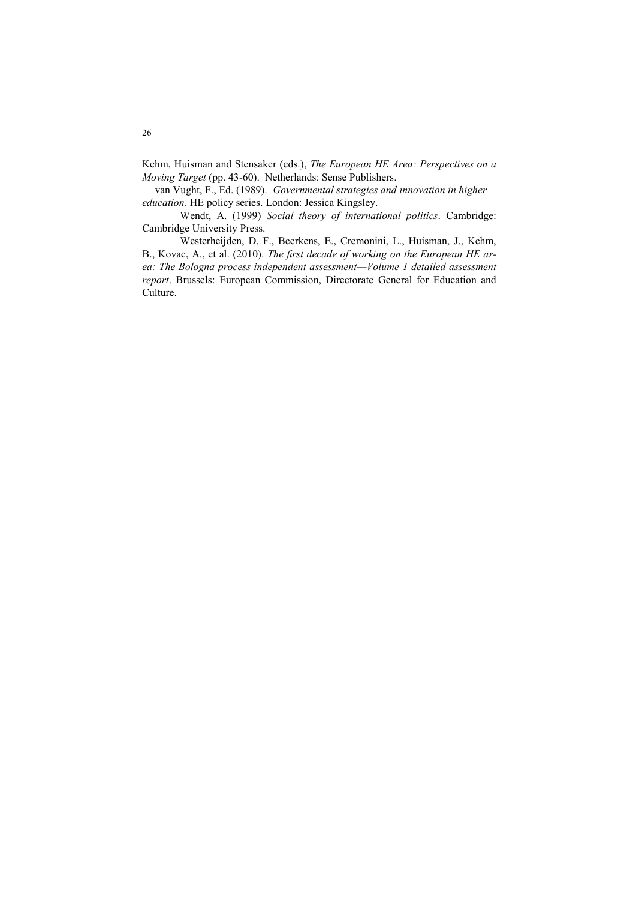Kehm, Huisman and Stensaker (eds.), *The European HE Area: Perspectives on a Moving Target* (pp. 43-60). Netherlands: Sense Publishers.

van Vught, F., Ed. (1989). *Governmental strategies and innovation in higher education.* HE policy series. London: Jessica Kingsley.

Wendt, A. (1999) *Social theory of international politics*. Cambridge: Cambridge University Press.

Westerheijden, D. F., Beerkens, E., Cremonini, L., Huisman, J., Kehm, B., Kovac, A., et al. (2010). *The first decade of working on the European HE area: The Bologna process independent assessment—Volume 1 detailed assessment report*. Brussels: European Commission, Directorate General for Education and Culture.